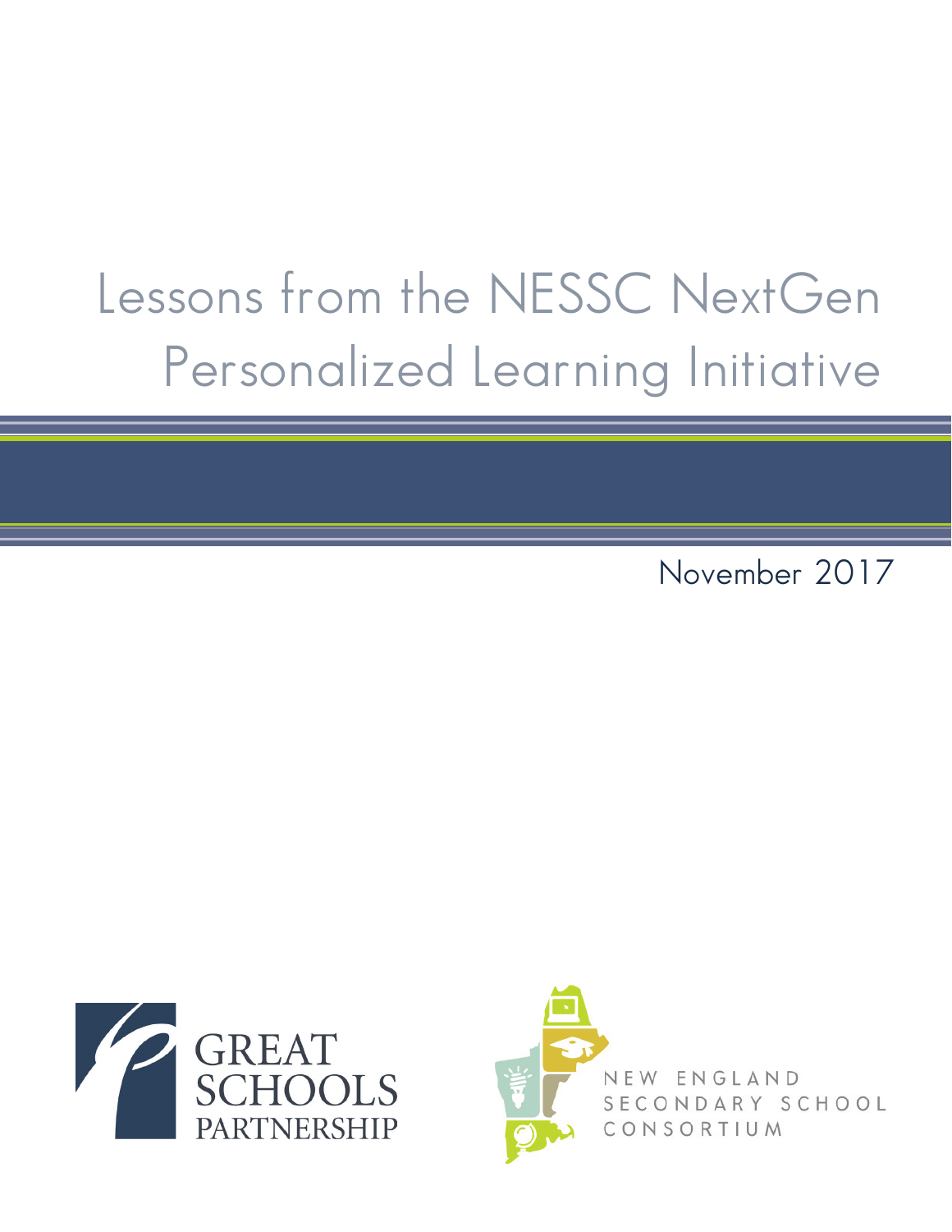# Lessons from the NESSC NextGen Personalized Learning Initiative

November 2017

GREAT SCHOOLS PARTNERSHIP

NEW ENGLAND SECONDARY SCHOOL CONSORTIUM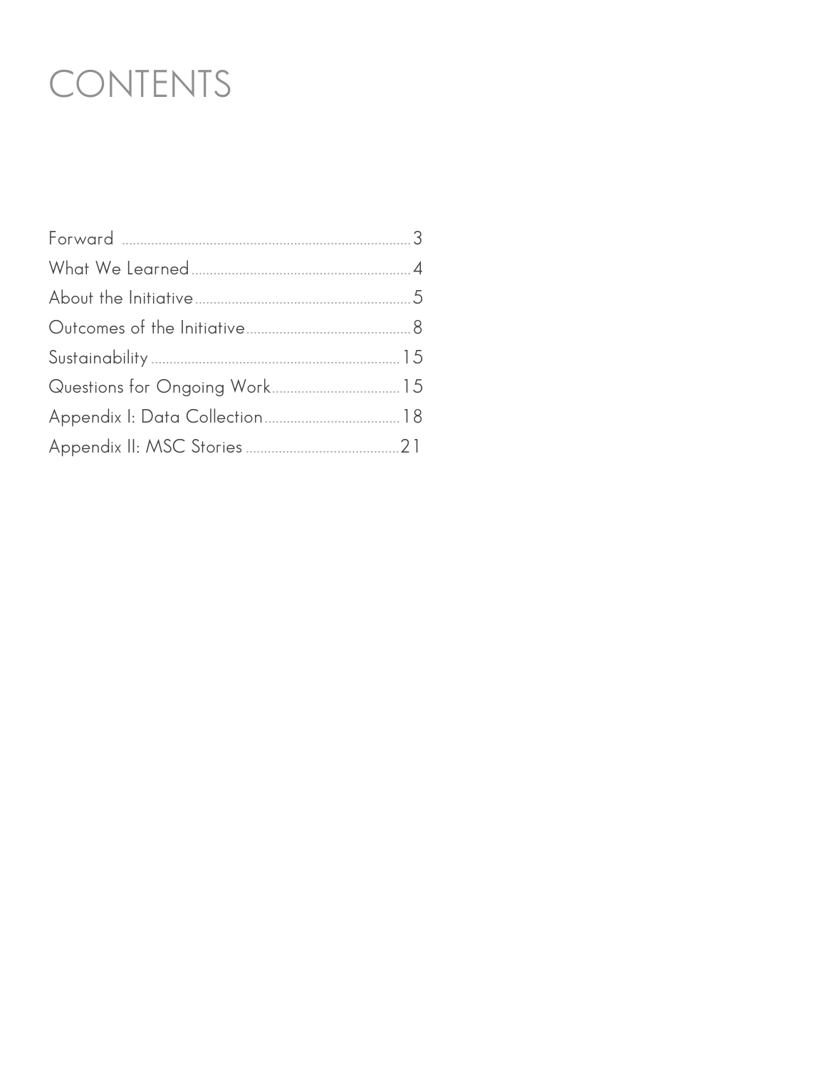# CONTENTS

Forward ..... 3
What We Learned ..... 4
About the Initiative ..... 5
Outcomes of the Initiative ..... 8
Sustainability ..... 15
Questions for Ongoing Work ..... 15
Appendix I: Data Collection ..... 18
Appendix II: MSC Stories ..... 21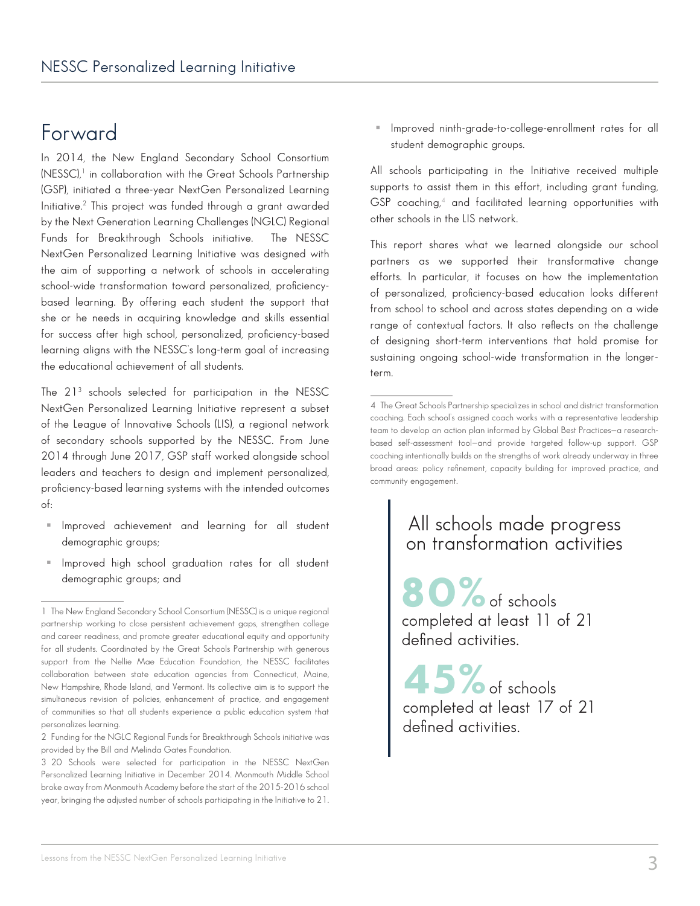# Forward

In 2014, the New England Secondary School Consortium (NESSC),[1] in collaboration with the Great Schools Partnership (GSP), initiated a three-year NextGen Personalized Learning Initiative.[2] This project was funded through a grant awarded by the Next Generation Learning Challenges (NGLC) Regional Funds for Breakthrough Schools initiative. The NESSC NextGen Personalized Learning Initiative was designed with the aim of supporting a network of schools in accelerating school-wide transformation toward personalized, proficiency-based learning. By offering each student the support that she or he needs in acquiring knowledge and skills essential for success after high school, personalized, proficiency-based learning aligns with the NESSC's long-term goal of increasing the educational achievement of all students.

The 21[3] schools selected for participation in the NESSC NextGen Personalized Learning Initiative represent a subset of the League of Innovative Schools (LIS), a regional network of secondary schools supported by the NESSC. From June 2014 through June 2017, GSP staff worked alongside school leaders and teachers to design and implement personalized, proficiency-based learning systems with the intended outcomes of:

- Improved achievement and learning for all student demographic groups;
- Improved high school graduation rates for all student demographic groups; and
- Improved ninth-grade-to-college-enrollment rates for all student demographic groups.

All schools participating in the Initiative received multiple supports to assist them in this effort, including grant funding, GSP coaching,[4] and facilitated learning opportunities with other schools in the LIS network.

This report shares what we learned alongside our school partners as we supported their transformative change efforts. In particular, it focuses on how the implementation of personalized, proficiency-based education looks different from school to school and across states depending on a wide range of contextual factors. It also reflects on the challenge of designing short-term interventions that hold promise for sustaining ongoing school-wide transformation in the longer-term.

> **All schools made progress on transformation activities**
>
> **80%** of schools completed at least 11 of 21 defined activities.
>
> **45%** of schools completed at least 17 of 21 defined activities.

---

1 The New England Secondary School Consortium (NESSC) is a unique regional partnership working to close persistent achievement gaps, strengthen college and career readiness, and promote greater educational equity and opportunity for all students. Coordinated by the Great Schools Partnership with generous support from the Nellie Mae Education Foundation, the NESSC facilitates collaboration between state education agencies from Connecticut, Maine, New Hampshire, Rhode Island, and Vermont. Its collective aim is to support the simultaneous revision of policies, enhancement of practice, and engagement of communities so that all students experience a public education system that personalizes learning.

2 Funding for the NGLC Regional Funds for Breakthrough Schools initiative was provided by the Bill and Melinda Gates Foundation.

3 20 Schools were selected for participation in the NESSC NextGen Personalized Learning Initiative in December 2014. Monmouth Middle School broke away from Monmouth Academy before the start of the 2015-2016 school year, bringing the adjusted number of schools participating in the Initiative to 21.

4 The Great Schools Partnership specializes in school and district transformation coaching. Each school's assigned coach works with a representative leadership team to develop an action plan informed by Global Best Practices—a research-based self-assessment tool—and provide targeted follow-up support. GSP coaching intentionally builds on the strengths of work already underway in three broad areas: policy refinement, capacity building for improved practice, and community engagement.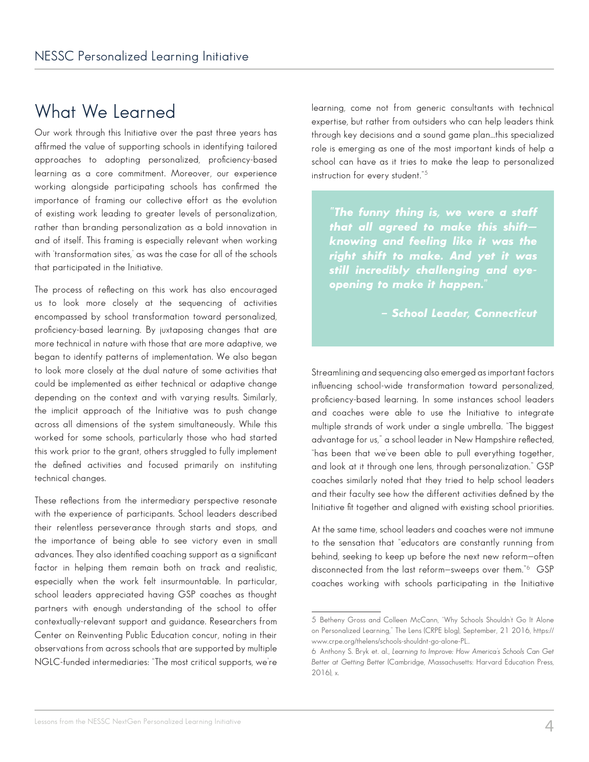# What We Learned

Our work through this Initiative over the past three years has affirmed the value of supporting schools in identifying tailored approaches to adopting personalized, proficiency-based learning as a core commitment. Moreover, our experience working alongside participating schools has confirmed the importance of framing our collective effort as the evolution of existing work leading to greater levels of personalization, rather than branding personalization as a bold innovation in and of itself. This framing is especially relevant when working with 'transformation sites,' as was the case for all of the schools that participated in the Initiative.

The process of reflecting on this work has also encouraged us to look more closely at the sequencing of activities encompassed by school transformation toward personalized, proficiency-based learning. By juxtaposing changes that are more technical in nature with those that are more adaptive, we began to identify patterns of implementation. We also began to look more closely at the dual nature of some activities that could be implemented as either technical or adaptive change depending on the context and with varying results. Similarly, the implicit approach of the Initiative was to push change across all dimensions of the system simultaneously. While this worked for some schools, particularly those who had started this work prior to the grant, others struggled to fully implement the defined activities and focused primarily on instituting technical changes.

These reflections from the intermediary perspective resonate with the experience of participants. School leaders described their relentless perseverance through starts and stops, and the importance of being able to see victory even in small advances. They also identified coaching support as a significant factor in helping them remain both on track and realistic, especially when the work felt insurmountable. In particular, school leaders appreciated having GSP coaches as thought partners with enough understanding of the school to offer contextually-relevant support and guidance. Researchers from Center on Reinventing Public Education concur, noting in their observations from across schools that are supported by multiple NGLC-funded intermediaries: "The most critical supports, we're learning, come not from generic consultants with technical expertise, but rather from outsiders who can help leaders think through key decisions and a sound game plan…this specialized role is emerging as one of the most important kinds of help a school can have as it tries to make the leap to personalized instruction for every student."[5]

> ***"The funny thing is, we were a staff that all agreed to make this shift—knowing and feeling like it was the right shift to make. And yet it was still incredibly challenging and eye-opening to make it happen."***
>
> ***– School Leader, Connecticut***

Streamlining and sequencing also emerged as important factors influencing school-wide transformation toward personalized, proficiency-based learning. In some instances school leaders and coaches were able to use the Initiative to integrate multiple strands of work under a single umbrella. "The biggest advantage for us," a school leader in New Hampshire reflected, "has been that we've been able to pull everything together, and look at it through one lens, through personalization." GSP coaches similarly noted that they tried to help school leaders and their faculty see how the different activities defined by the Initiative fit together and aligned with existing school priorities.

At the same time, school leaders and coaches were not immune to the sensation that "educators are constantly running from behind, seeking to keep up before the next new reform—often disconnected from the last reform—sweeps over them."[6] GSP coaches working with schools participating in the Initiative

---

5 Betheny Gross and Colleen McCann, "Why Schools Shouldn't Go It Alone on Personalized Learning," The Lens (CRPE blog), September, 21 2016, https://www.crpe.org/thelens/schools-shouldnt-go-alone-PL.

6 Anthony S. Bryk et. al., *Learning to Improve: How America's Schools Can Get Better at Getting Better* (Cambridge, Massachusetts: Harvard Education Press, 2016), x.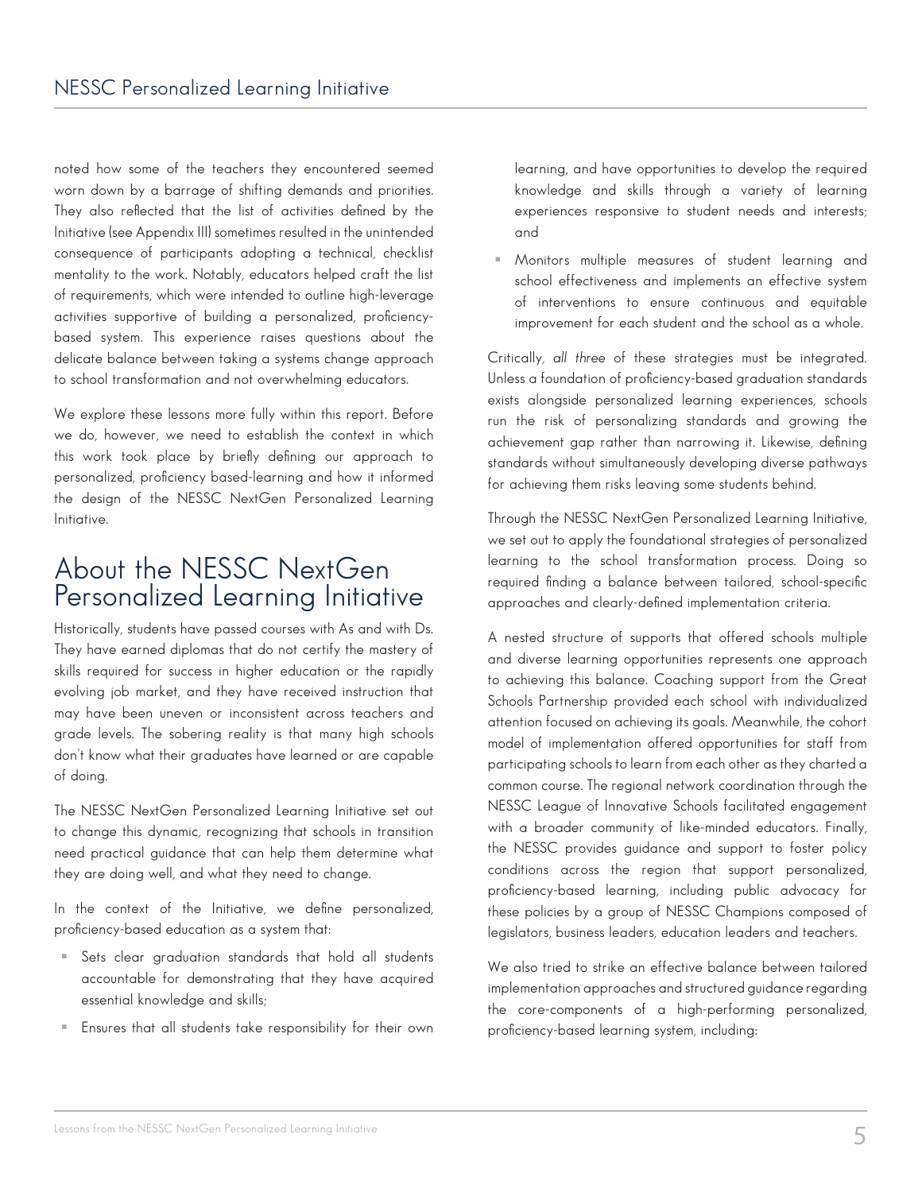noted how some of the teachers they encountered seemed worn down by a barrage of shifting demands and priorities. They also reflected that the list of activities defined by the Initiative (see Appendix III) sometimes resulted in the unintended consequence of participants adopting a technical, checklist mentality to the work. Notably, educators helped craft the list of requirements, which were intended to outline high-leverage activities supportive of building a personalized, proficiency-based system. This experience raises questions about the delicate balance between taking a systems change approach to school transformation and not overwhelming educators.

We explore these lessons more fully within this report. Before we do, however, we need to establish the context in which this work took place by briefly defining our approach to personalized, proficiency based-learning and how it informed the design of the NESSC NextGen Personalized Learning Initiative.

## About the NESSC NextGen Personalized Learning Initiative

Historically, students have passed courses with As and with Ds. They have earned diplomas that do not certify the mastery of skills required for success in higher education or the rapidly evolving job market, and they have received instruction that may have been uneven or inconsistent across teachers and grade levels. The sobering reality is that many high schools don't know what their graduates have learned or are capable of doing.

The NESSC NextGen Personalized Learning Initiative set out to change this dynamic, recognizing that schools in transition need practical guidance that can help them determine what they are doing well, and what they need to change.

In the context of the Initiative, we define personalized, proficiency-based education as a system that:

- Sets clear graduation standards that hold all students accountable for demonstrating that they have acquired essential knowledge and skills;
- Ensures that all students take responsibility for their own learning, and have opportunities to develop the required knowledge and skills through a variety of learning experiences responsive to student needs and interests; and
- Monitors multiple measures of student learning and school effectiveness and implements an effective system of interventions to ensure continuous and equitable improvement for each student and the school as a whole.

Critically, *all three* of these strategies must be integrated. Unless a foundation of proficiency-based graduation standards exists alongside personalized learning experiences, schools run the risk of personalizing standards and growing the achievement gap rather than narrowing it. Likewise, defining standards without simultaneously developing diverse pathways for achieving them risks leaving some students behind.

Through the NESSC NextGen Personalized Learning Initiative, we set out to apply the foundational strategies of personalized learning to the school transformation process. Doing so required finding a balance between tailored, school-specific approaches and clearly-defined implementation criteria.

A nested structure of supports that offered schools multiple and diverse learning opportunities represents one approach to achieving this balance. Coaching support from the Great Schools Partnership provided each school with individualized attention focused on achieving its goals. Meanwhile, the cohort model of implementation offered opportunities for staff from participating schools to learn from each other as they charted a common course. The regional network coordination through the NESSC League of Innovative Schools facilitated engagement with a broader community of like-minded educators. Finally, the NESSC provides guidance and support to foster policy conditions across the region that support personalized, proficiency-based learning, including public advocacy for these policies by a group of NESSC Champions composed of legislators, business leaders, education leaders and teachers.

We also tried to strike an effective balance between tailored implementation approaches and structured guidance regarding the core-components of a high-performing personalized, proficiency-based learning system, including: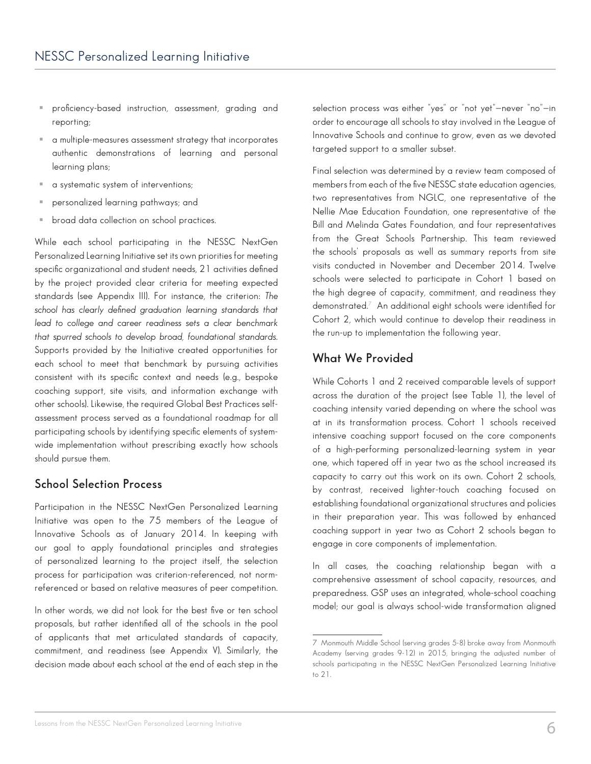- proficiency-based instruction, assessment, grading and reporting;
- a multiple-measures assessment strategy that incorporates authentic demonstrations of learning and personal learning plans;
- a systematic system of interventions;
- personalized learning pathways; and
- broad data collection on school practices.

While each school participating in the NESSC NextGen Personalized Learning Initiative set its own priorities for meeting specific organizational and student needs, 21 activities defined by the project provided clear criteria for meeting expected standards (see Appendix III). For instance, the criterion: *The school has clearly defined graduation learning standards that lead to college and career readiness sets a clear benchmark that spurred schools to develop broad, foundational standards.* Supports provided by the Initiative created opportunities for each school to meet that benchmark by pursuing activities consistent with its specific context and needs (e.g., bespoke coaching support, site visits, and information exchange with other schools). Likewise, the required Global Best Practices self-assessment process served as a foundational roadmap for all participating schools by identifying specific elements of system-wide implementation without prescribing exactly how schools should pursue them.

## School Selection Process

Participation in the NESSC NextGen Personalized Learning Initiative was open to the 75 members of the League of Innovative Schools as of January 2014. In keeping with our goal to apply foundational principles and strategies of personalized learning to the project itself, the selection process for participation was criterion-referenced, not norm-referenced or based on relative measures of peer competition.

In other words, we did not look for the best five or ten school proposals, but rather identified all of the schools in the pool of applicants that met articulated standards of capacity, commitment, and readiness (see Appendix V). Similarly, the decision made about each school at the end of each step in the selection process was either "yes" or "not yet"—never "no"—in order to encourage all schools to stay involved in the League of Innovative Schools and continue to grow, even as we devoted targeted support to a smaller subset.

Final selection was determined by a review team composed of members from each of the five NESSC state education agencies, two representatives from NGLC, one representative of the Nellie Mae Education Foundation, one representative of the Bill and Melinda Gates Foundation, and four representatives from the Great Schools Partnership. This team reviewed the schools' proposals as well as summary reports from site visits conducted in November and December 2014. Twelve schools were selected to participate in Cohort 1 based on the high degree of capacity, commitment, and readiness they demonstrated.[7] An additional eight schools were identified for Cohort 2, which would continue to develop their readiness in the run-up to implementation the following year.

## What We Provided

While Cohorts 1 and 2 received comparable levels of support across the duration of the project (see Table 1), the level of coaching intensity varied depending on where the school was at in its transformation process. Cohort 1 schools received intensive coaching support focused on the core components of a high-performing personalized-learning system in year one, which tapered off in year two as the school increased its capacity to carry out this work on its own. Cohort 2 schools, by contrast, received lighter-touch coaching focused on establishing foundational organizational structures and policies in their preparation year. This was followed by enhanced coaching support in year two as Cohort 2 schools began to engage in core components of implementation.

In all cases, the coaching relationship began with a comprehensive assessment of school capacity, resources, and preparedness. GSP uses an integrated, whole-school coaching model; our goal is always school-wide transformation aligned

---

7 Monmouth Middle School (serving grades 5-8) broke away from Monmouth Academy (serving grades 9-12) in 2015, bringing the adjusted number of schools participating in the NESSC NextGen Personalized Learning Initiative to 21.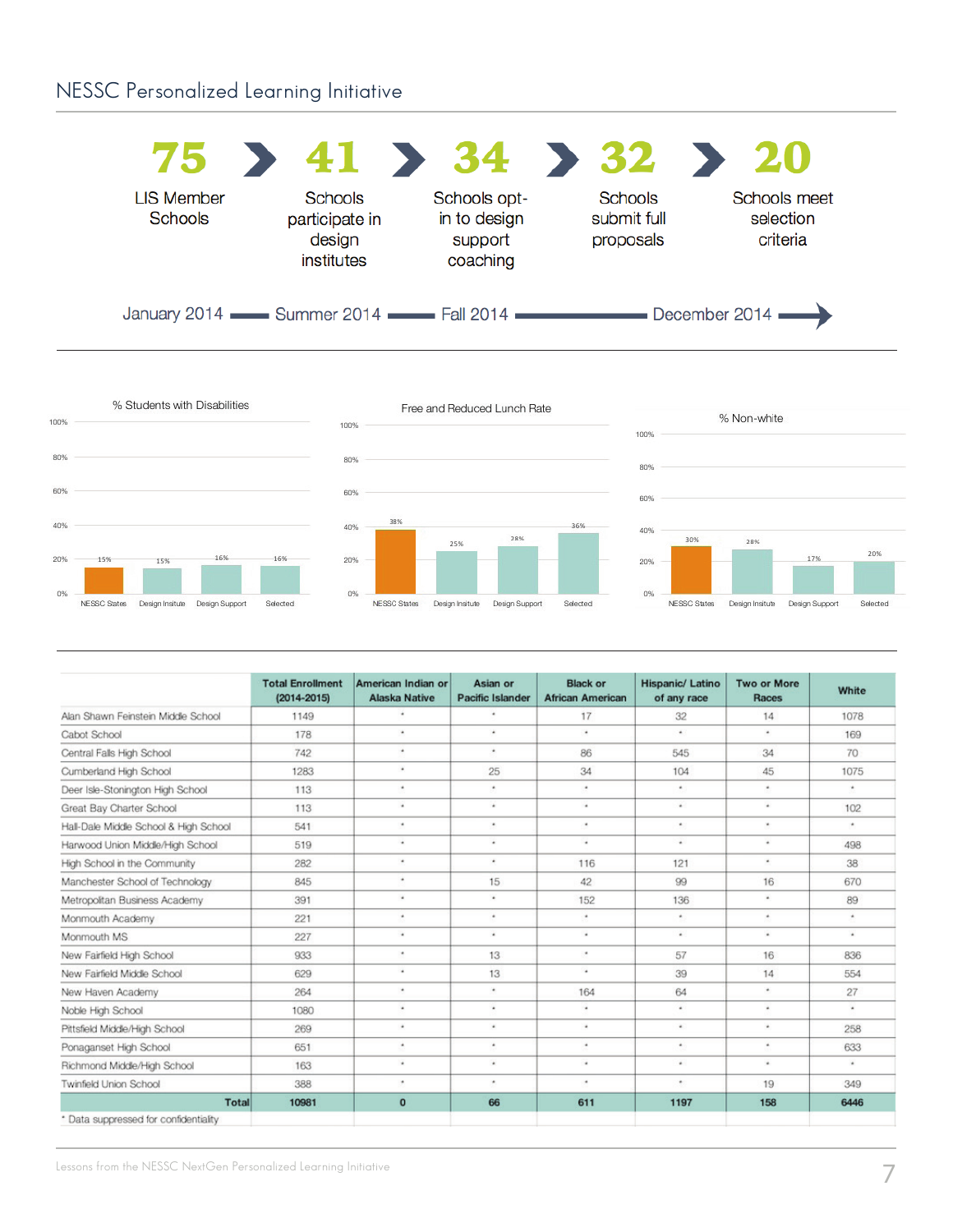## NESSC Personalized Learning Initiative

**75** LIS Member Schools › **41** Schools participate in design institutes › **34** Schools opt-in to design support coaching › **32** Schools submit full proposals › **20** Schools meet selection criteria

January 2014 — Summer 2014 — Fall 2014 — December 2014 →

**% Students with Disabilities**

| NESSC States | Design Insitute | Design Support | Selected |
|---|---|---|---|
| 15% | 15% | 16% | 16% |

**Free and Reduced Lunch Rate**

| NESSC States | Design Insitute | Design Support | Selected |
|---|---|---|---|
| 38% | 25% | 28% | 36% |

**% Non-white**

| NESSC States | Design Insitute | Design Support | Selected |
|---|---|---|---|
| 30% | 28% | 17% | 20% |

| | Total Enrollment (2014-2015) | American Indian or Alaska Native | Asian or Pacific Islander | Black or African American | Hispanic/ Latino of any race | Two or More Races | White |
|---|---|---|---|---|---|---|---|
| Alan Shawn Feinstein Middle School | 1149 | * | * | 17 | 32 | 14 | 1078 |
| Cabot School | 178 | * | * | * | * | * | 169 |
| Central Falls High School | 742 | * | * | 86 | 545 | 34 | 70 |
| Cumberland High School | 1283 | * | 25 | 34 | 104 | 45 | 1075 |
| Deer Isle-Stonington High School | 113 | * | * | * | * | * | * |
| Great Bay Charter School | 113 | * | * | * | * | * | 102 |
| Hall-Dale Middle School & High School | 541 | * | * | * | * | * | * |
| Harwood Union Middle/High School | 519 | * | * | * | * | * | 498 |
| High School in the Community | 282 | * | * | 116 | 121 | * | 38 |
| Manchester School of Technology | 845 | * | 15 | 42 | 99 | 16 | 670 |
| Metropolitan Business Academy | 391 | * | * | 152 | 136 | * | 89 |
| Monmouth Academy | 221 | * | * | * | * | * | * |
| Monmouth MS | 227 | * | * | * | * | * | * |
| New Fairfield High School | 933 | * | 13 | * | 57 | 16 | 836 |
| New Fairfield Middle School | 629 | * | 13 | * | 39 | 14 | 554 |
| New Haven Academy | 264 | * | * | 164 | 64 | * | 27 |
| Noble High School | 1080 | * | * | * | * | * | * |
| Pittsfield Middle/High School | 269 | * | * | * | * | * | 258 |
| Ponaganset High School | 651 | * | * | * | * | * | 633 |
| Richmond Middle/High School | 163 | * | * | * | * | * | * |
| Twinfield Union School | 388 | * | * | * | * | 19 | 349 |
| **Total** | **10981** | **0** | **66** | **611** | **1197** | **158** | **6446** |

* Data suppressed for confidentiality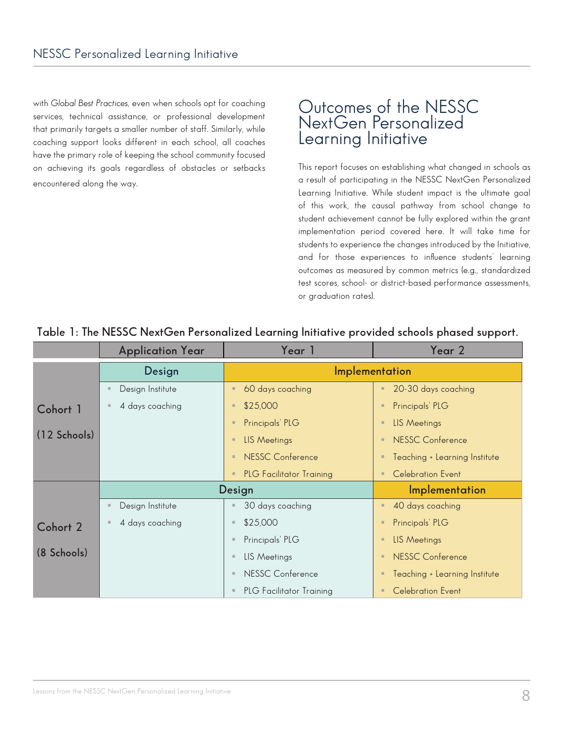with *Global Best Practices*, even when schools opt for coaching services, technical assistance, or professional development that primarily targets a smaller number of staff. Similarly, while coaching support looks different in each school, all coaches have the primary role of keeping the school community focused on achieving its goals regardless of obstacles or setbacks encountered along the way.

# Outcomes of the NESSC NextGen Personalized Learning Initiative

This report focuses on establishing what changed in schools as a result of participating in the NESSC NextGen Personalized Learning Initiative. While student impact is the ultimate goal of this work, the causal pathway from school change to student achievement cannot be fully explored within the grant implementation period covered here. It will take time for students to experience the changes introduced by the Initiative, and for those experiences to influence students' learning outcomes as measured by common metrics (e.g., standardized test scores, school- or district-based performance assessments, or graduation rates).

**Table 1: The NESSC NextGen Personalized Learning Initiative provided schools phased support.**

| | Application Year | Year 1 | Year 2 |
|---|---|---|---|
| **Cohort 1 (12 Schools)** | **Design** | **Implementation** | |
| | Design Institute<br>4 days coaching | 60 days coaching<br>$25,000<br>Principals' PLG<br>LIS Meetings<br>NESSC Conference<br>PLG Facilitator Training | 20-30 days coaching<br>Principals' PLG<br>LIS Meetings<br>NESSC Conference<br>Teaching + Learning Institute<br>Celebration Event |
| **Cohort 2 (8 Schools)** | **Design** | | **Implementation** |
| | Design Institute<br>4 days coaching | 30 days coaching<br>$25,000<br>Principals' PLG<br>LIS Meetings<br>NESSC Conference<br>PLG Facilitator Training | 40 days coaching<br>Principals' PLG<br>LIS Meetings<br>NESSC Conference<br>Teaching + Learning Institute<br>Celebration Event |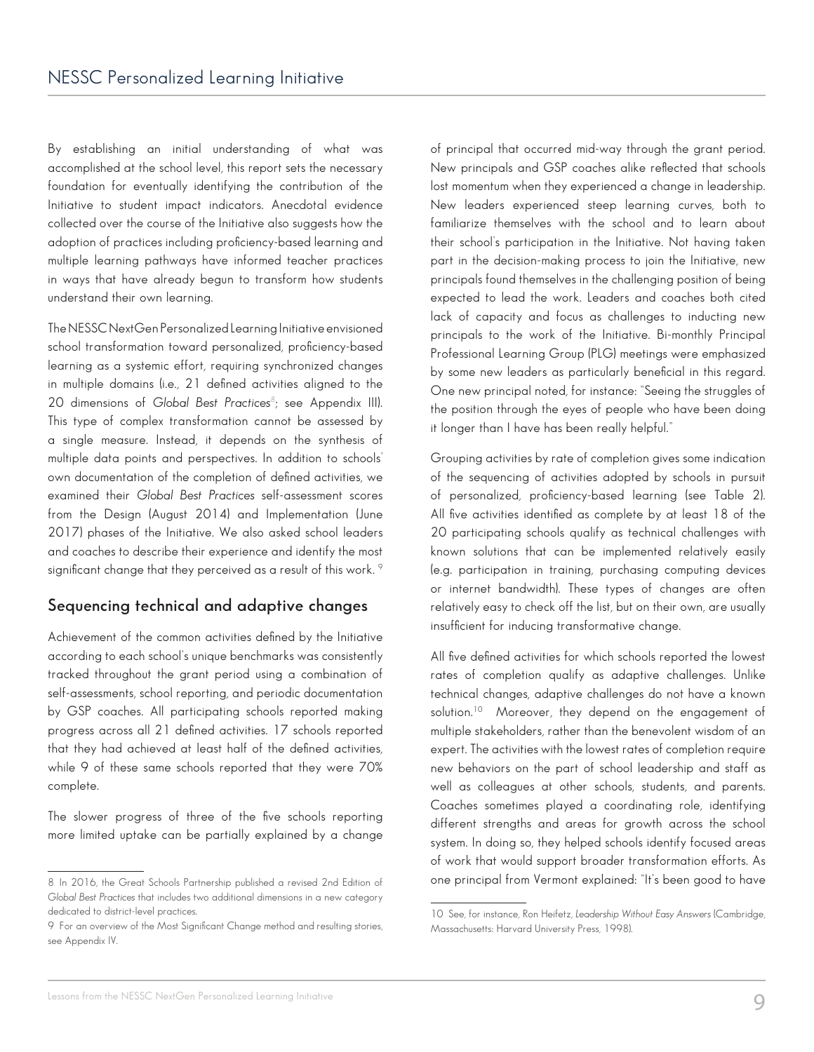By establishing an initial understanding of what was accomplished at the school level, this report sets the necessary foundation for eventually identifying the contribution of the Initiative to student impact indicators. Anecdotal evidence collected over the course of the Initiative also suggests how the adoption of practices including proficiency-based learning and multiple learning pathways have informed teacher practices in ways that have already begun to transform how students understand their own learning.

The NESSC NextGen Personalized Learning Initiative envisioned school transformation toward personalized, proficiency-based learning as a systemic effort, requiring synchronized changes in multiple domains (i.e., 21 defined activities aligned to the 20 dimensions of *Global Best Practices*[8]; see Appendix III). This type of complex transformation cannot be assessed by a single measure. Instead, it depends on the synthesis of multiple data points and perspectives. In addition to schools' own documentation of the completion of defined activities, we examined their *Global Best Practices* self-assessment scores from the Design (August 2014) and Implementation (June 2017) phases of the Initiative. We also asked school leaders and coaches to describe their experience and identify the most significant change that they perceived as a result of this work.[9]

## Sequencing technical and adaptive changes

Achievement of the common activities defined by the Initiative according to each school's unique benchmarks was consistently tracked throughout the grant period using a combination of self-assessments, school reporting, and periodic documentation by GSP coaches. All participating schools reported making progress across all 21 defined activities. 17 schools reported that they had achieved at least half of the defined activities, while 9 of these same schools reported that they were 70% complete.

The slower progress of three of the five schools reporting more limited uptake can be partially explained by a change of principal that occurred mid-way through the grant period. New principals and GSP coaches alike reflected that schools lost momentum when they experienced a change in leadership. New leaders experienced steep learning curves, both to familiarize themselves with the school and to learn about their school's participation in the Initiative. Not having taken part in the decision-making process to join the Initiative, new principals found themselves in the challenging position of being expected to lead the work. Leaders and coaches both cited lack of capacity and focus as challenges to inducting new principals to the work of the Initiative. Bi-monthly Principal Professional Learning Group (PLG) meetings were emphasized by some new leaders as particularly beneficial in this regard. One new principal noted, for instance: "Seeing the struggles of the position through the eyes of people who have been doing it longer than I have has been really helpful."

Grouping activities by rate of completion gives some indication of the sequencing of activities adopted by schools in pursuit of personalized, proficiency-based learning (see Table 2). All five activities identified as complete by at least 18 of the 20 participating schools qualify as technical challenges with known solutions that can be implemented relatively easily (e.g. participation in training, purchasing computing devices or internet bandwidth). These types of changes are often relatively easy to check off the list, but on their own, are usually insufficient for inducing transformative change.

All five defined activities for which schools reported the lowest rates of completion qualify as adaptive challenges. Unlike technical changes, adaptive challenges do not have a known solution.[10] Moreover, they depend on the engagement of multiple stakeholders, rather than the benevolent wisdom of an expert. The activities with the lowest rates of completion require new behaviors on the part of school leadership and staff as well as colleagues at other schools, students, and parents. Coaches sometimes played a coordinating role, identifying different strengths and areas for growth across the school system. In doing so, they helped schools identify focused areas of work that would support broader transformation efforts. As one principal from Vermont explained: "It's been good to have

---

8 In 2016, the Great Schools Partnership published a revised 2nd Edition of *Global Best Practices* that includes two additional dimensions in a new category dedicated to district-level practices.

9 For an overview of the Most Significant Change method and resulting stories, see Appendix IV.

10 See, for instance, Ron Heifetz, *Leadership Without Easy Answers* (Cambridge, Massachusetts: Harvard University Press, 1998).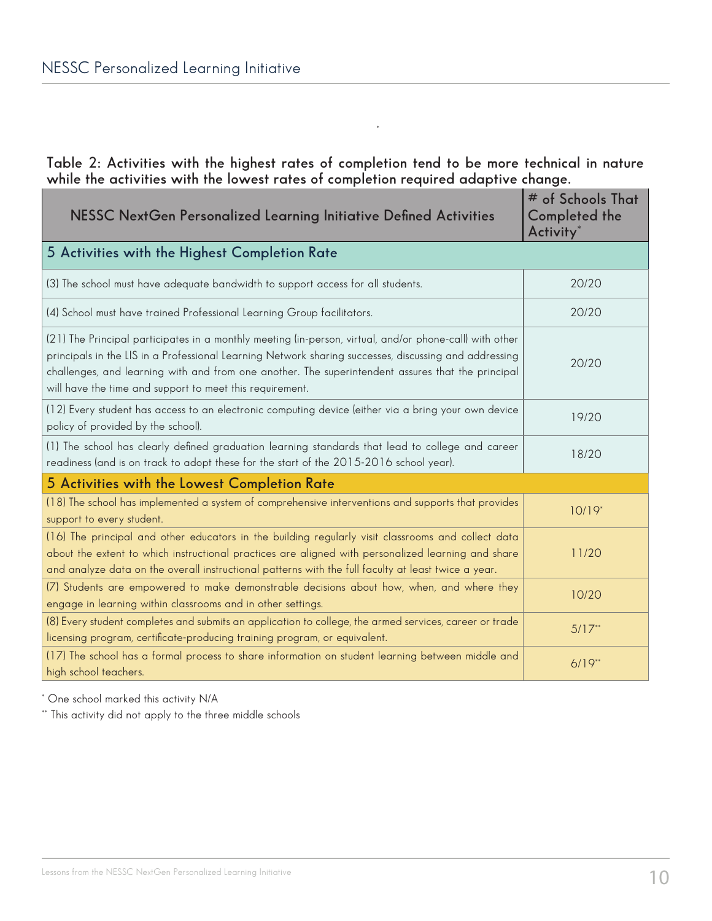**Table 2: Activities with the highest rates of completion tend to be more technical in nature while the activities with the lowest rates of completion required adaptive change.**

| NESSC NextGen Personalized Learning Initiative Defined Activities | # of Schools That Completed the Activity* |
|---|---|
| **5 Activities with the Highest Completion Rate** | |
| (3) The school must have adequate bandwidth to support access for all students. | 20/20 |
| (4) School must have trained Professional Learning Group facilitators. | 20/20 |
| (21) The Principal participates in a monthly meeting (in-person, virtual, and/or phone-call) with other principals in the LIS in a Professional Learning Network sharing successes, discussing and addressing challenges, and learning with and from one another. The superintendent assures that the principal will have the time and support to meet this requirement. | 20/20 |
| (12) Every student has access to an electronic computing device (either via a bring your own device policy of provided by the school). | 19/20 |
| (1) The school has clearly defined graduation learning standards that lead to college and career readiness (and is on track to adopt these for the start of the 2015-2016 school year). | 18/20 |
| **5 Activities with the Lowest Completion Rate** | |
| (18) The school has implemented a system of comprehensive interventions and supports that provides support to every student. | 10/19* |
| (16) The principal and other educators in the building regularly visit classrooms and collect data about the extent to which instructional practices are aligned with personalized learning and share and analyze data on the overall instructional patterns with the full faculty at least twice a year. | 11/20 |
| (7) Students are empowered to make demonstrable decisions about how, when, and where they engage in learning within classrooms and in other settings. | 10/20 |
| (8) Every student completes and submits an application to college, the armed services, career or trade licensing program, certificate-producing training program, or equivalent. | 5/17** |
| (17) The school has a formal process to share information on student learning between middle and high school teachers. | 6/19** |

* One school marked this activity N/A

** This activity did not apply to the three middle schools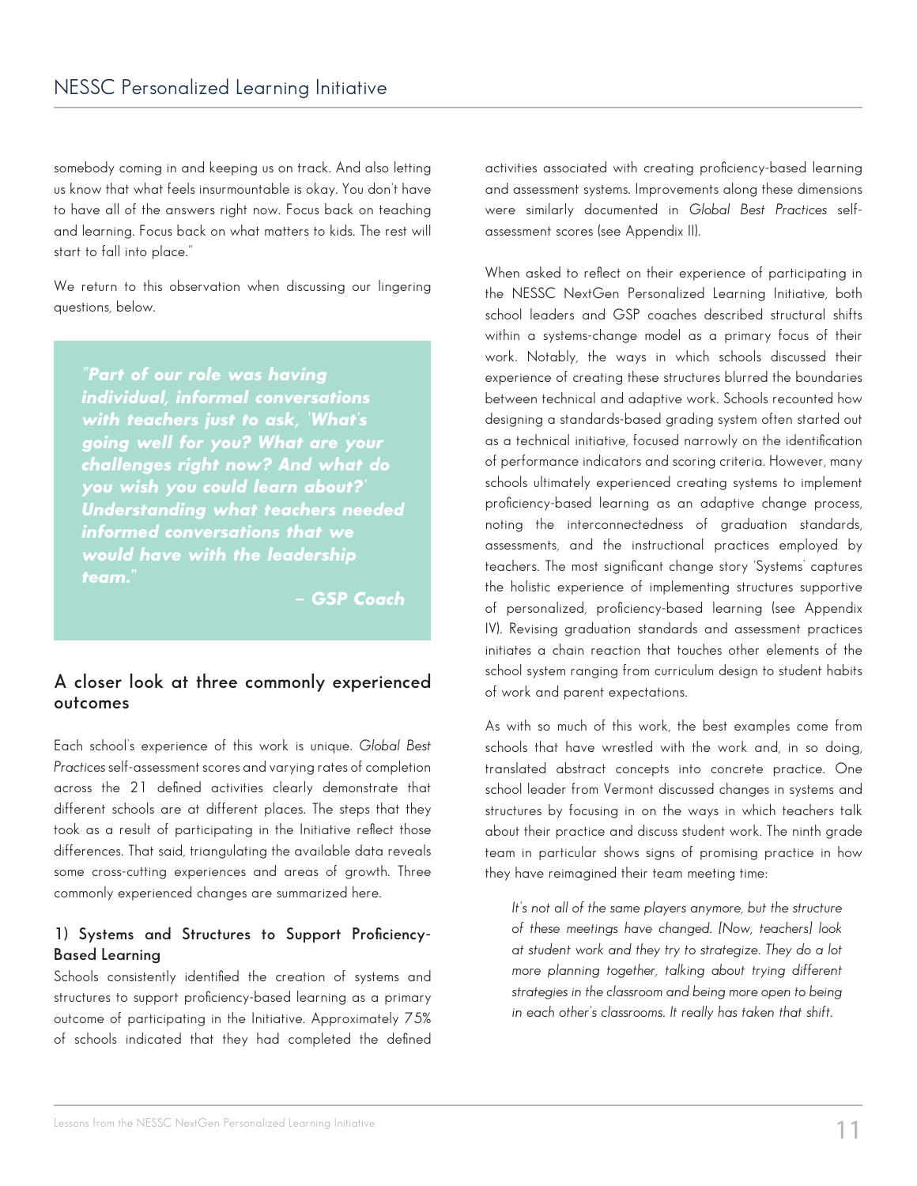somebody coming in and keeping us on track. And also letting us know that what feels insurmountable is okay. You don't have to have all of the answers right now. Focus back on teaching and learning. Focus back on what matters to kids. The rest will start to fall into place."

We return to this observation when discussing our lingering questions, below.

> ***"Part of our role was having individual, informal conversations with teachers just to ask, 'What's going well for you? What are your challenges right now? And what do you wish you could learn about?' Understanding what teachers needed informed conversations that we would have with the leadership team."***
>
> ***– GSP Coach***

## A closer look at three commonly experienced outcomes

Each school's experience of this work is unique. *Global Best Practices* self-assessment scores and varying rates of completion across the 21 defined activities clearly demonstrate that different schools are at different places. The steps that they took as a result of participating in the Initiative reflect those differences. That said, triangulating the available data reveals some cross-cutting experiences and areas of growth. Three commonly experienced changes are summarized here.

### 1) Systems and Structures to Support Proficiency-Based Learning

Schools consistently identified the creation of systems and structures to support proficiency-based learning as a primary outcome of participating in the Initiative. Approximately 75% of schools indicated that they had completed the defined activities associated with creating proficiency-based learning and assessment systems. Improvements along these dimensions were similarly documented in *Global Best Practices* self-assessment scores (see Appendix II).

When asked to reflect on their experience of participating in the NESSC NextGen Personalized Learning Initiative, both school leaders and GSP coaches described structural shifts within a systems-change model as a primary focus of their work. Notably, the ways in which schools discussed their experience of creating these structures blurred the boundaries between technical and adaptive work. Schools recounted how designing a standards-based grading system often started out as a technical initiative, focused narrowly on the identification of performance indicators and scoring criteria. However, many schools ultimately experienced creating systems to implement proficiency-based learning as an adaptive change process, noting the interconnectedness of graduation standards, assessments, and the instructional practices employed by teachers. The most significant change story 'Systems' captures the holistic experience of implementing structures supportive of personalized, proficiency-based learning (see Appendix IV). Revising graduation standards and assessment practices initiates a chain reaction that touches other elements of the school system ranging from curriculum design to student habits of work and parent expectations.

As with so much of this work, the best examples come from schools that have wrestled with the work and, in so doing, translated abstract concepts into concrete practice. One school leader from Vermont discussed changes in systems and structures by focusing in on the ways in which teachers talk about their practice and discuss student work. The ninth grade team in particular shows signs of promising practice in how they have reimagined their team meeting time:

> *It's not all of the same players anymore, but the structure of these meetings have changed. [Now, teachers] look at student work and they try to strategize. They do a lot more planning together, talking about trying different strategies in the classroom and being more open to being in each other's classrooms. It really has taken that shift.*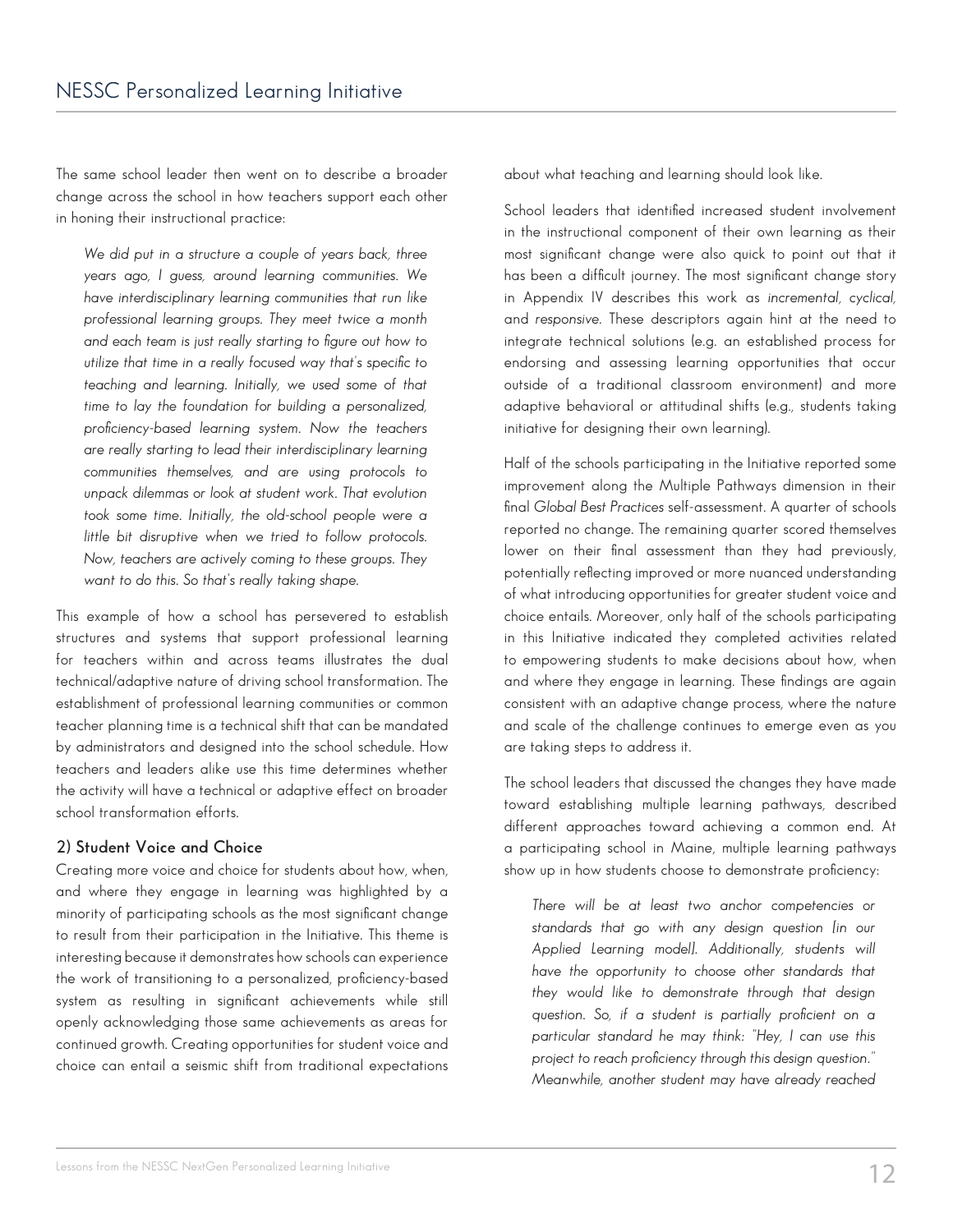The same school leader then went on to describe a broader change across the school in how teachers support each other in honing their instructional practice:

> *We did put in a structure a couple of years back, three years ago, I guess, around learning communities. We have interdisciplinary learning communities that run like professional learning groups. They meet twice a month and each team is just really starting to figure out how to utilize that time in a really focused way that's specific to teaching and learning. Initially, we used some of that time to lay the foundation for building a personalized, proficiency-based learning system. Now the teachers are really starting to lead their interdisciplinary learning communities themselves, and are using protocols to unpack dilemmas or look at student work. That evolution took some time. Initially, the old-school people were a little bit disruptive when we tried to follow protocols. Now, teachers are actively coming to these groups. They want to do this. So that's really taking shape.*

This example of how a school has persevered to establish structures and systems that support professional learning for teachers within and across teams illustrates the dual technical/adaptive nature of driving school transformation. The establishment of professional learning communities or common teacher planning time is a technical shift that can be mandated by administrators and designed into the school schedule. How teachers and leaders alike use this time determines whether the activity will have a technical or adaptive effect on broader school transformation efforts.

### 2) Student Voice and Choice

Creating more voice and choice for students about how, when, and where they engage in learning was highlighted by a minority of participating schools as the most significant change to result from their participation in the Initiative. This theme is interesting because it demonstrates how schools can experience the work of transitioning to a personalized, proficiency-based system as resulting in significant achievements while still openly acknowledging those same achievements as areas for continued growth. Creating opportunities for student voice and choice can entail a seismic shift from traditional expectations about what teaching and learning should look like.

School leaders that identified increased student involvement in the instructional component of their own learning as their most significant change were also quick to point out that it has been a difficult journey. The most significant change story in Appendix IV describes this work as *incremental, cyclical,* and *responsive*. These descriptors again hint at the need to integrate technical solutions (e.g. an established process for endorsing and assessing learning opportunities that occur outside of a traditional classroom environment) and more adaptive behavioral or attitudinal shifts (e.g., students taking initiative for designing their own learning).

Half of the schools participating in the Initiative reported some improvement along the Multiple Pathways dimension in their final *Global Best Practices* self-assessment. A quarter of schools reported no change. The remaining quarter scored themselves lower on their final assessment than they had previously, potentially reflecting improved or more nuanced understanding of what introducing opportunities for greater student voice and choice entails. Moreover, only half of the schools participating in this Initiative indicated they completed activities related to empowering students to make decisions about how, when and where they engage in learning. These findings are again consistent with an adaptive change process, where the nature and scale of the challenge continues to emerge even as you are taking steps to address it.

The school leaders that discussed the changes they have made toward establishing multiple learning pathways, described different approaches toward achieving a common end. At a participating school in Maine, multiple learning pathways show up in how students choose to demonstrate proficiency:

> *There will be at least two anchor competencies or standards that go with any design question [in our Applied Learning model]. Additionally, students will have the opportunity to choose other standards that they would like to demonstrate through that design question. So, if a student is partially proficient on a particular standard he may think: "Hey, I can use this project to reach proficiency through this design question." Meanwhile, another student may have already reached*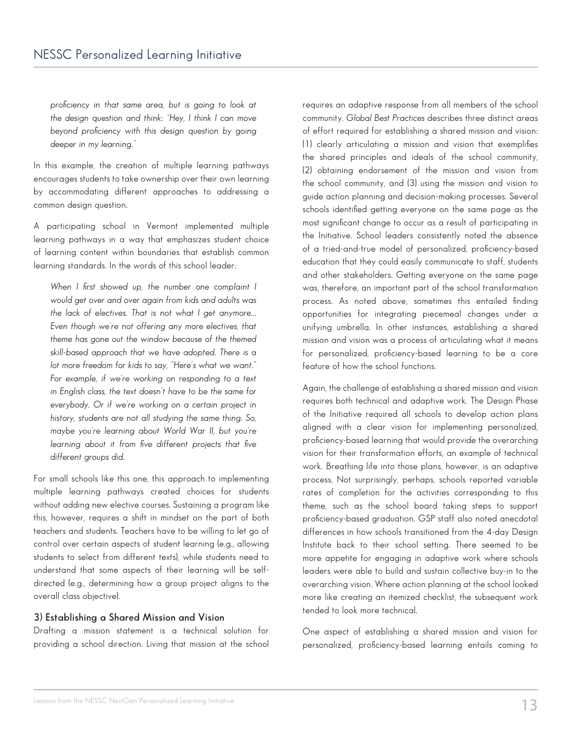*proficiency in that same area, but is going to look at the design question and think: "Hey, I think I can move beyond proficiency with this design question by going deeper in my learning."*

In this example, the creation of multiple learning pathways encourages students to take ownership over their own learning by accommodating different approaches to addressing a common design question.

A participating school in Vermont implemented multiple learning pathways in a way that emphasizes student choice of learning content within boundaries that establish common learning standards. In the words of this school leader:

> *When I first showed up, the number one complaint I would get over and over again from kids and adults was the lack of electives. That is not what I get anymore... Even though we're not offering any more electives, that theme has gone out the window because of the themed skill-based approach that we have adopted. There is a lot more freedom for kids to say, "Here's what we want." For example, if we're working on responding to a text in English class, the text doesn't have to be the same for everybody. Or if we're working on a certain project in history, students are not all studying the same thing. So, maybe you're learning about World War II, but you're learning about it from five different projects that five different groups did.*

For small schools like this one, this approach to implementing multiple learning pathways created choices for students without adding new elective courses. Sustaining a program like this, however, requires a shift in mindset on the part of both teachers and students. Teachers have to be willing to let go of control over certain aspects of student learning (e.g., allowing students to select from different texts), while students need to understand that some aspects of their learning will be self-directed (e.g., determining how a group project aligns to the overall class objective).

### 3) Establishing a Shared Mission and Vision

Drafting a mission statement is a technical solution for providing a school direction. Living that mission at the school requires an adaptive response from all members of the school community. *Global Best Practices* describes three distinct areas of effort required for establishing a shared mission and vision: (1) clearly articulating a mission and vision that exemplifies the shared principles and ideals of the school community, (2) obtaining endorsement of the mission and vision from the school community, and (3) using the mission and vision to guide action planning and decision-making processes. Several schools identified getting everyone on the same page as the most significant change to occur as a result of participating in the Initiative. School leaders consistently noted the absence of a tried-and-true model of personalized, proficiency-based education that they could easily communicate to staff, students and other stakeholders. Getting everyone on the same page was, therefore, an important part of the school transformation process. As noted above, sometimes this entailed finding opportunities for integrating piecemeal changes under a unifying umbrella. In other instances, establishing a shared mission and vision was a process of articulating what it means for personalized, proficiency-based learning to be a core feature of how the school functions.

Again, the challenge of establishing a shared mission and vision requires both technical and adaptive work. The Design Phase of the Initiative required all schools to develop action plans aligned with a clear vision for implementing personalized, proficiency-based learning that would provide the overarching vision for their transformation efforts, an example of technical work. Breathing life into those plans, however, is an adaptive process. Not surprisingly, perhaps, schools reported variable rates of completion for the activities corresponding to this theme, such as the school board taking steps to support proficiency-based graduation. GSP staff also noted anecdotal differences in how schools transitioned from the 4-day Design Institute back to their school setting. There seemed to be more appetite for engaging in adaptive work where schools leaders were able to build and sustain collective buy-in to the overarching vision. Where action planning at the school looked more like creating an itemized checklist, the subsequent work tended to look more technical.

One aspect of establishing a shared mission and vision for personalized, proficiency-based learning entails coming to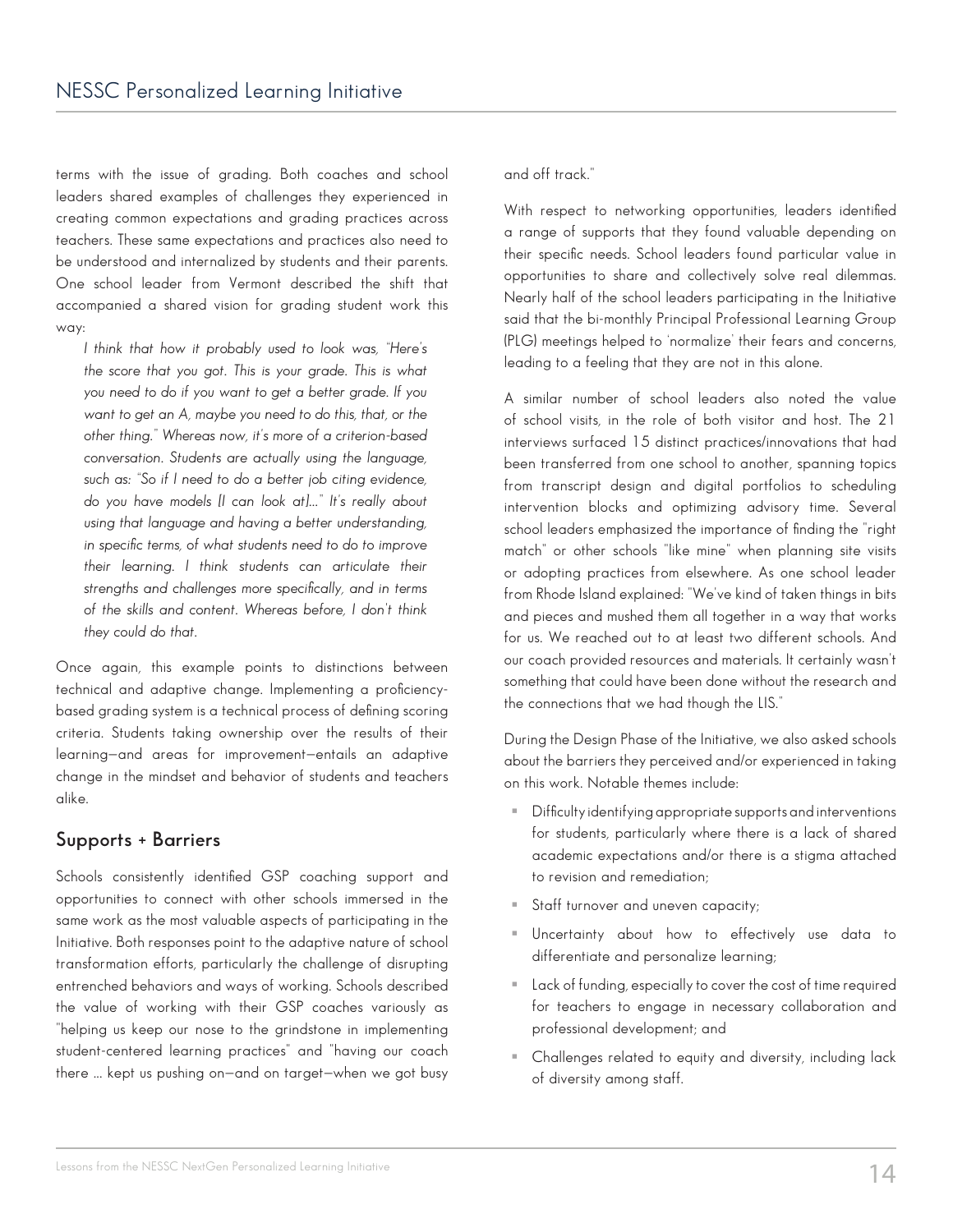terms with the issue of grading. Both coaches and school leaders shared examples of challenges they experienced in creating common expectations and grading practices across teachers. These same expectations and practices also need to be understood and internalized by students and their parents. One school leader from Vermont described the shift that accompanied a shared vision for grading student work this way:

> *I think that how it probably used to look was, "Here's the score that you got. This is your grade. This is what you need to do if you want to get a better grade. If you want to get an A, maybe you need to do this, that, or the other thing." Whereas now, it's more of a criterion-based conversation. Students are actually using the language, such as: "So if I need to do a better job citing evidence, do you have models [I can look at]..." It's really about using that language and having a better understanding, in specific terms, of what students need to do to improve their learning. I think students can articulate their strengths and challenges more specifically, and in terms of the skills and content. Whereas before, I don't think they could do that.*

Once again, this example points to distinctions between technical and adaptive change. Implementing a proficiency-based grading system is a technical process of defining scoring criteria. Students taking ownership over the results of their learning—and areas for improvement—entails an adaptive change in the mindset and behavior of students and teachers alike.

## Supports + Barriers

Schools consistently identified GSP coaching support and opportunities to connect with other schools immersed in the same work as the most valuable aspects of participating in the Initiative. Both responses point to the adaptive nature of school transformation efforts, particularly the challenge of disrupting entrenched behaviors and ways of working. Schools described the value of working with their GSP coaches variously as "helping us keep our nose to the grindstone in implementing student-centered learning practices" and "having our coach there ... kept us pushing on—and on target—when we got busy and off track."

With respect to networking opportunities, leaders identified a range of supports that they found valuable depending on their specific needs. School leaders found particular value in opportunities to share and collectively solve real dilemmas. Nearly half of the school leaders participating in the Initiative said that the bi-monthly Principal Professional Learning Group (PLG) meetings helped to 'normalize' their fears and concerns, leading to a feeling that they are not in this alone.

A similar number of school leaders also noted the value of school visits, in the role of both visitor and host. The 21 interviews surfaced 15 distinct practices/innovations that had been transferred from one school to another, spanning topics from transcript design and digital portfolios to scheduling intervention blocks and optimizing advisory time. Several school leaders emphasized the importance of finding the "right match" or other schools "like mine" when planning site visits or adopting practices from elsewhere. As one school leader from Rhode Island explained: "We've kind of taken things in bits and pieces and mushed them all together in a way that works for us. We reached out to at least two different schools. And our coach provided resources and materials. It certainly wasn't something that could have been done without the research and the connections that we had though the LIS."

During the Design Phase of the Initiative, we also asked schools about the barriers they perceived and/or experienced in taking on this work. Notable themes include:

- Difficulty identifying appropriate supports and interventions for students, particularly where there is a lack of shared academic expectations and/or there is a stigma attached to revision and remediation;
- Staff turnover and uneven capacity;
- Uncertainty about how to effectively use data to differentiate and personalize learning;
- Lack of funding, especially to cover the cost of time required for teachers to engage in necessary collaboration and professional development; and
- Challenges related to equity and diversity, including lack of diversity among staff.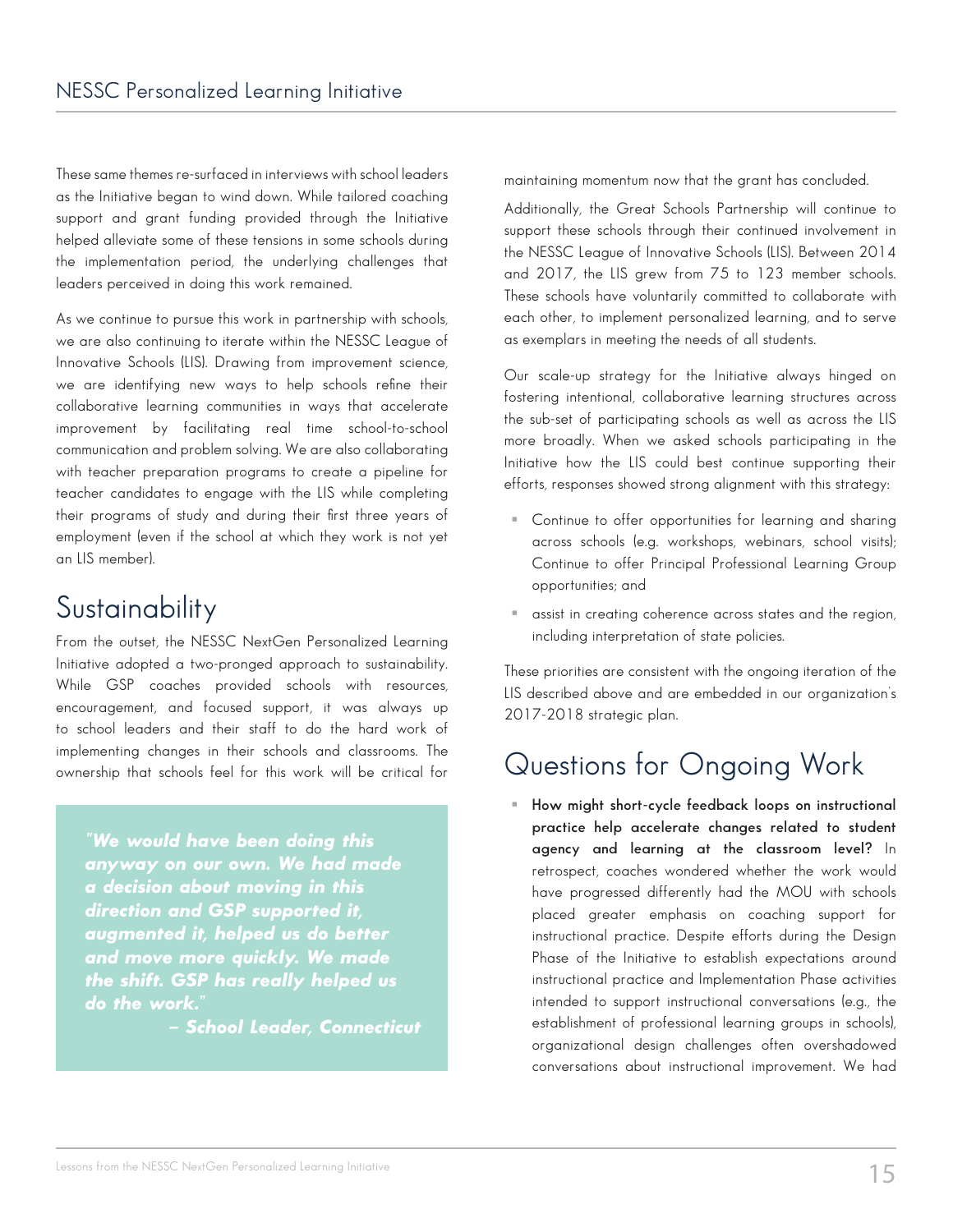These same themes re-surfaced in interviews with school leaders as the Initiative began to wind down. While tailored coaching support and grant funding provided through the Initiative helped alleviate some of these tensions in some schools during the implementation period, the underlying challenges that leaders perceived in doing this work remained.

As we continue to pursue this work in partnership with schools, we are also continuing to iterate within the NESSC League of Innovative Schools (LIS). Drawing from improvement science, we are identifying new ways to help schools refine their collaborative learning communities in ways that accelerate improvement by facilitating real time school-to-school communication and problem solving. We are also collaborating with teacher preparation programs to create a pipeline for teacher candidates to engage with the LIS while completing their programs of study and during their first three years of employment (even if the school at which they work is not yet an LIS member).

## Sustainability

From the outset, the NESSC NextGen Personalized Learning Initiative adopted a two-pronged approach to sustainability. While GSP coaches provided schools with resources, encouragement, and focused support, it was always up to school leaders and their staff to do the hard work of implementing changes in their schools and classrooms. The ownership that schools feel for this work will be critical for maintaining momentum now that the grant has concluded.

> ***"We would have been doing this anyway on our own. We had made a decision about moving in this direction and GSP supported it, augmented it, helped us do better and move more quickly. We made the shift. GSP has really helped us do the work."***
>
> ***– School Leader, Connecticut***

Additionally, the Great Schools Partnership will continue to support these schools through their continued involvement in the NESSC League of Innovative Schools (LIS). Between 2014 and 2017, the LIS grew from 75 to 123 member schools. These schools have voluntarily committed to collaborate with each other, to implement personalized learning, and to serve as exemplars in meeting the needs of all students.

Our scale-up strategy for the Initiative always hinged on fostering intentional, collaborative learning structures across the sub-set of participating schools as well as across the LIS more broadly. When we asked schools participating in the Initiative how the LIS could best continue supporting their efforts, responses showed strong alignment with this strategy:

- Continue to offer opportunities for learning and sharing across schools (e.g. workshops, webinars, school visits); Continue to offer Principal Professional Learning Group opportunities; and
- assist in creating coherence across states and the region, including interpretation of state policies.

These priorities are consistent with the ongoing iteration of the LIS described above and are embedded in our organization's 2017-2018 strategic plan.

## Questions for Ongoing Work

- **How might short-cycle feedback loops on instructional practice help accelerate changes related to student agency and learning at the classroom level?** In retrospect, coaches wondered whether the work would have progressed differently had the MOU with schools placed greater emphasis on coaching support for instructional practice. Despite efforts during the Design Phase of the Initiative to establish expectations around instructional practice and Implementation Phase activities intended to support instructional conversations (e.g., the establishment of professional learning groups in schools), organizational design challenges often overshadowed conversations about instructional improvement. We had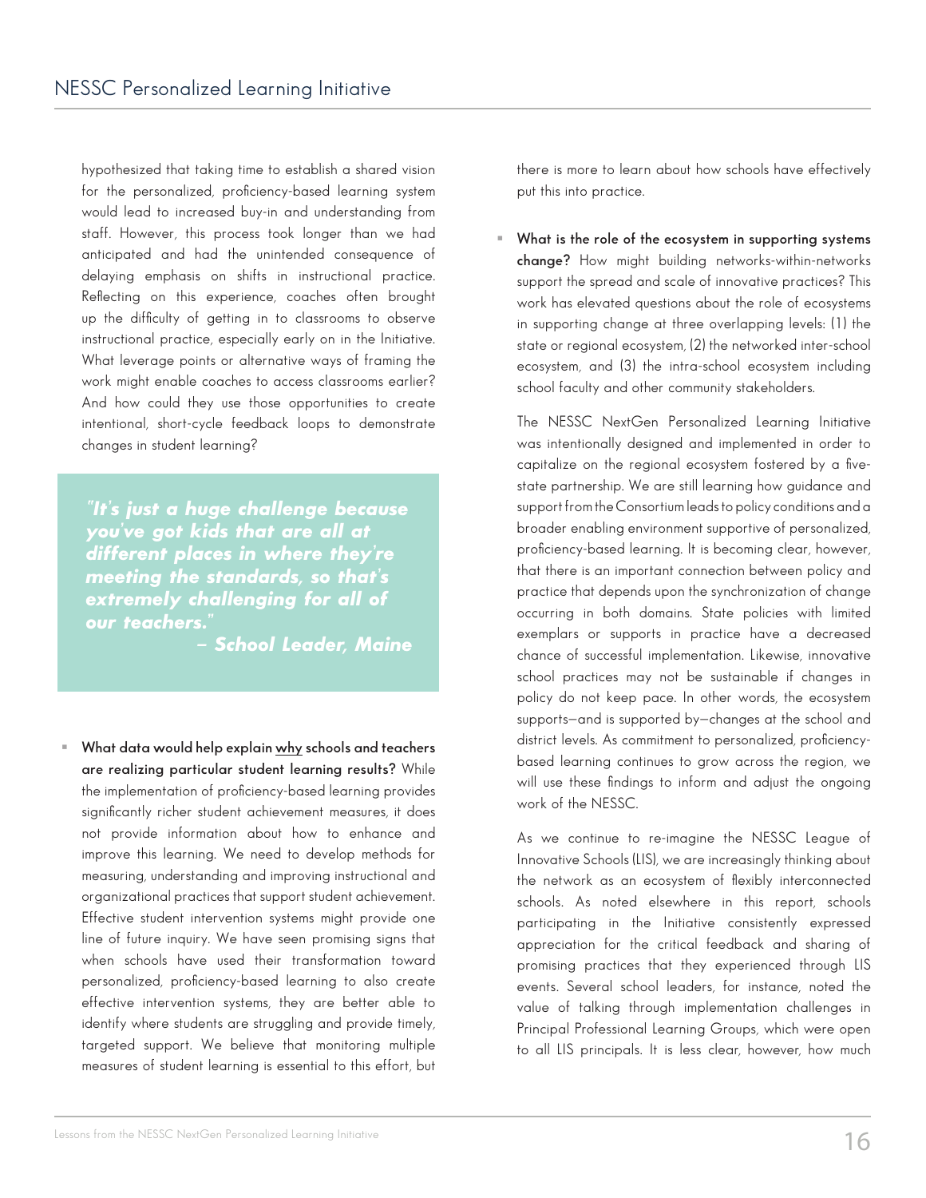hypothesized that taking time to establish a shared vision for the personalized, proficiency-based learning system would lead to increased buy-in and understanding from staff. However, this process took longer than we had anticipated and had the unintended consequence of delaying emphasis on shifts in instructional practice. Reflecting on this experience, coaches often brought up the difficulty of getting in to classrooms to observe instructional practice, especially early on in the Initiative. What leverage points or alternative ways of framing the work might enable coaches to access classrooms earlier? And how could they use those opportunities to create intentional, short-cycle feedback loops to demonstrate changes in student learning?

> ***"It's just a huge challenge because you've got kids that are all at different places in where they're meeting the standards, so that's extremely challenging for all of our teachers."***
> ***– School Leader, Maine***

- **What data would help explain <u>why</u> schools and teachers are realizing particular student learning results?** While the implementation of proficiency-based learning provides significantly richer student achievement measures, it does not provide information about how to enhance and improve this learning. We need to develop methods for measuring, understanding and improving instructional and organizational practices that support student achievement. Effective student intervention systems might provide one line of future inquiry. We have seen promising signs that when schools have used their transformation toward personalized, proficiency-based learning to also create effective intervention systems, they are better able to identify where students are struggling and provide timely, targeted support. We believe that monitoring multiple measures of student learning is essential to this effort, but there is more to learn about how schools have effectively put this into practice.

- **What is the role of the ecosystem in supporting systems change?** How might building networks-within-networks support the spread and scale of innovative practices? This work has elevated questions about the role of ecosystems in supporting change at three overlapping levels: (1) the state or regional ecosystem, (2) the networked inter-school ecosystem, and (3) the intra-school ecosystem including school faculty and other community stakeholders.

  The NESSC NextGen Personalized Learning Initiative was intentionally designed and implemented in order to capitalize on the regional ecosystem fostered by a five-state partnership. We are still learning how guidance and support from the Consortium leads to policy conditions and a broader enabling environment supportive of personalized, proficiency-based learning. It is becoming clear, however, that there is an important connection between policy and practice that depends upon the synchronization of change occurring in both domains. State policies with limited exemplars or supports in practice have a decreased chance of successful implementation. Likewise, innovative school practices may not be sustainable if changes in policy do not keep pace. In other words, the ecosystem supports—and is supported by—changes at the school and district levels. As commitment to personalized, proficiency-based learning continues to grow across the region, we will use these findings to inform and adjust the ongoing work of the NESSC.

  As we continue to re-imagine the NESSC League of Innovative Schools (LIS), we are increasingly thinking about the network as an ecosystem of flexibly interconnected schools. As noted elsewhere in this report, schools participating in the Initiative consistently expressed appreciation for the critical feedback and sharing of promising practices that they experienced through LIS events. Several school leaders, for instance, noted the value of talking through implementation challenges in Principal Professional Learning Groups, which were open to all LIS principals. It is less clear, however, how much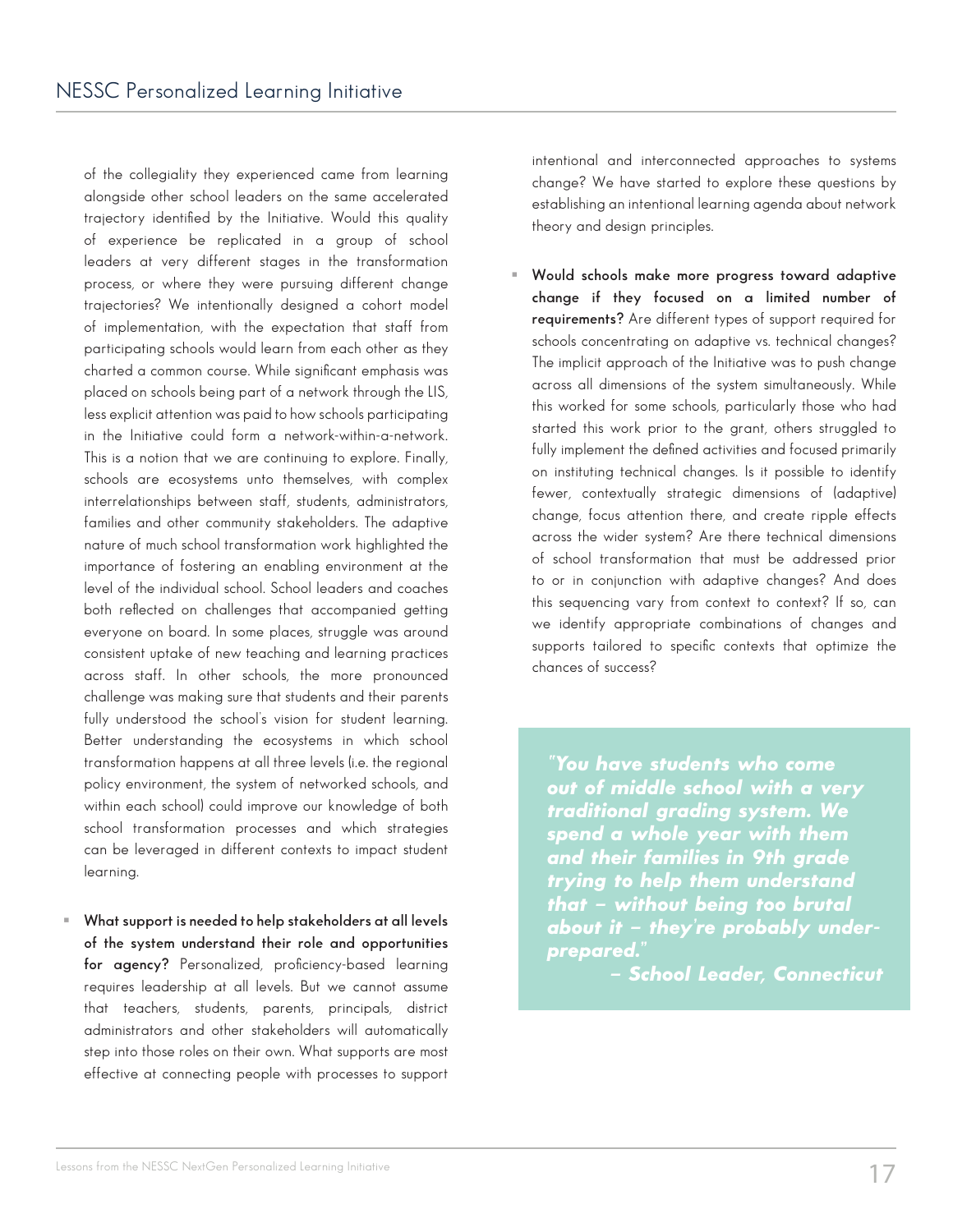of the collegiality they experienced came from learning alongside other school leaders on the same accelerated trajectory identified by the Initiative. Would this quality of experience be replicated in a group of school leaders at very different stages in the transformation process, or where they were pursuing different change trajectories? We intentionally designed a cohort model of implementation, with the expectation that staff from participating schools would learn from each other as they charted a common course. While significant emphasis was placed on schools being part of a network through the LIS, less explicit attention was paid to how schools participating in the Initiative could form a network-within-a-network. This is a notion that we are continuing to explore. Finally, schools are ecosystems unto themselves, with complex interrelationships between staff, students, administrators, families and other community stakeholders. The adaptive nature of much school transformation work highlighted the importance of fostering an enabling environment at the level of the individual school. School leaders and coaches both reflected on challenges that accompanied getting everyone on board. In some places, struggle was around consistent uptake of new teaching and learning practices across staff. In other schools, the more pronounced challenge was making sure that students and their parents fully understood the school's vision for student learning. Better understanding the ecosystems in which school transformation happens at all three levels (i.e. the regional policy environment, the system of networked schools, and within each school) could improve our knowledge of both school transformation processes and which strategies can be leveraged in different contexts to impact student learning.

- **What support is needed to help stakeholders at all levels of the system understand their role and opportunities for agency?** Personalized, proficiency-based learning requires leadership at all levels. But we cannot assume that teachers, students, parents, principals, district administrators and other stakeholders will automatically step into those roles on their own. What supports are most effective at connecting people with processes to support intentional and interconnected approaches to systems change? We have started to explore these questions by establishing an intentional learning agenda about network theory and design principles.

- **Would schools make more progress toward adaptive change if they focused on a limited number of requirements?** Are different types of support required for schools concentrating on adaptive vs. technical changes? The implicit approach of the Initiative was to push change across all dimensions of the system simultaneously. While this worked for some schools, particularly those who had started this work prior to the grant, others struggled to fully implement the defined activities and focused primarily on instituting technical changes. Is it possible to identify fewer, contextually strategic dimensions of (adaptive) change, focus attention there, and create ripple effects across the wider system? Are there technical dimensions of school transformation that must be addressed prior to or in conjunction with adaptive changes? And does this sequencing vary from context to context? If so, can we identify appropriate combinations of changes and supports tailored to specific contexts that optimize the chances of success?

> ***"You have students who come out of middle school with a very traditional grading system. We spend a whole year with them and their families in 9th grade trying to help them understand that – without being too brutal about it – they're probably under-prepared."***
>
> ***– School Leader, Connecticut***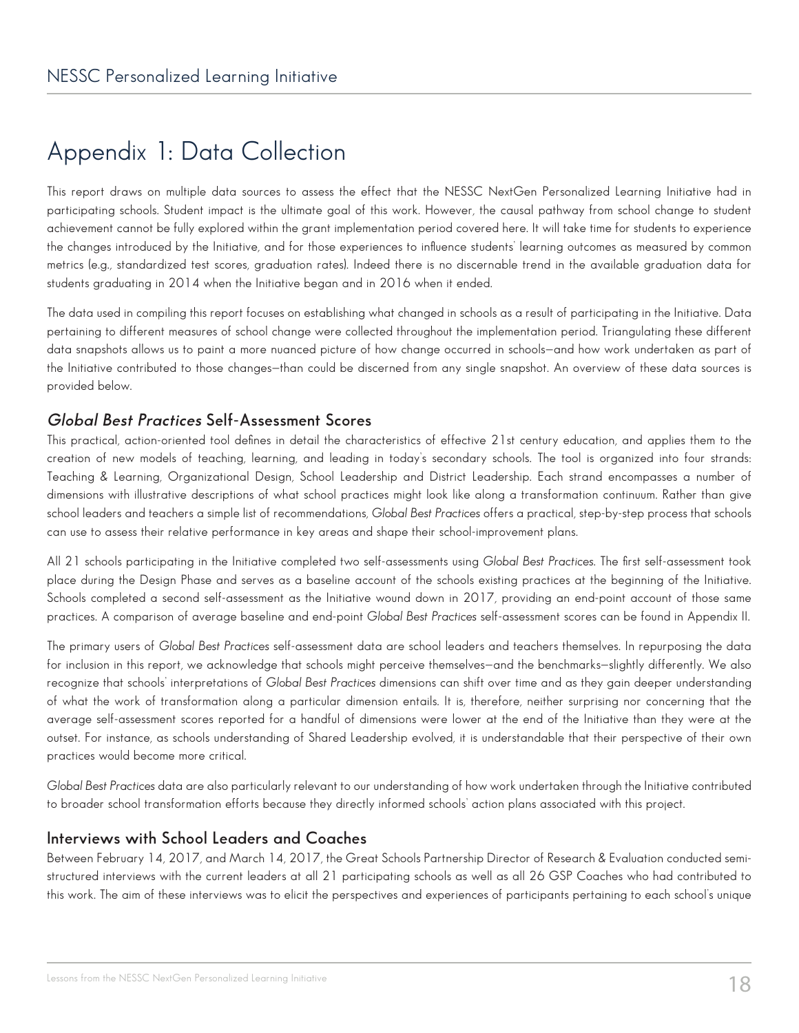# Appendix 1: Data Collection

This report draws on multiple data sources to assess the effect that the NESSC NextGen Personalized Learning Initiative had in participating schools. Student impact is the ultimate goal of this work. However, the causal pathway from school change to student achievement cannot be fully explored within the grant implementation period covered here. It will take time for students to experience the changes introduced by the Initiative, and for those experiences to influence students' learning outcomes as measured by common metrics (e.g., standardized test scores, graduation rates). Indeed there is no discernable trend in the available graduation data for students graduating in 2014 when the Initiative began and in 2016 when it ended.

The data used in compiling this report focuses on establishing what changed in schools as a result of participating in the Initiative. Data pertaining to different measures of school change were collected throughout the implementation period. Triangulating these different data snapshots allows us to paint a more nuanced picture of how change occurred in schools—and how work undertaken as part of the Initiative contributed to those changes—than could be discerned from any single snapshot. An overview of these data sources is provided below.

## *Global Best Practices* Self-Assessment Scores

This practical, action-oriented tool defines in detail the characteristics of effective 21st century education, and applies them to the creation of new models of teaching, learning, and leading in today's secondary schools. The tool is organized into four strands: Teaching & Learning, Organizational Design, School Leadership and District Leadership. Each strand encompasses a number of dimensions with illustrative descriptions of what school practices might look like along a transformation continuum. Rather than give school leaders and teachers a simple list of recommendations, *Global Best Practices* offers a practical, step-by-step process that schools can use to assess their relative performance in key areas and shape their school-improvement plans.

All 21 schools participating in the Initiative completed two self-assessments using *Global Best Practices*. The first self-assessment took place during the Design Phase and serves as a baseline account of the schools existing practices at the beginning of the Initiative. Schools completed a second self-assessment as the Initiative wound down in 2017, providing an end-point account of those same practices. A comparison of average baseline and end-point *Global Best Practices* self-assessment scores can be found in Appendix II.

The primary users of *Global Best Practices* self-assessment data are school leaders and teachers themselves. In repurposing the data for inclusion in this report, we acknowledge that schools might perceive themselves—and the benchmarks—slightly differently. We also recognize that schools' interpretations of *Global Best Practices* dimensions can shift over time and as they gain deeper understanding of what the work of transformation along a particular dimension entails. It is, therefore, neither surprising nor concerning that the average self-assessment scores reported for a handful of dimensions were lower at the end of the Initiative than they were at the outset. For instance, as schools understanding of Shared Leadership evolved, it is understandable that their perspective of their own practices would become more critical.

*Global Best Practices* data are also particularly relevant to our understanding of how work undertaken through the Initiative contributed to broader school transformation efforts because they directly informed schools' action plans associated with this project.

## Interviews with School Leaders and Coaches

Between February 14, 2017, and March 14, 2017, the Great Schools Partnership Director of Research & Evaluation conducted semi-structured interviews with the current leaders at all 21 participating schools as well as all 26 GSP Coaches who had contributed to this work. The aim of these interviews was to elicit the perspectives and experiences of participants pertaining to each school's unique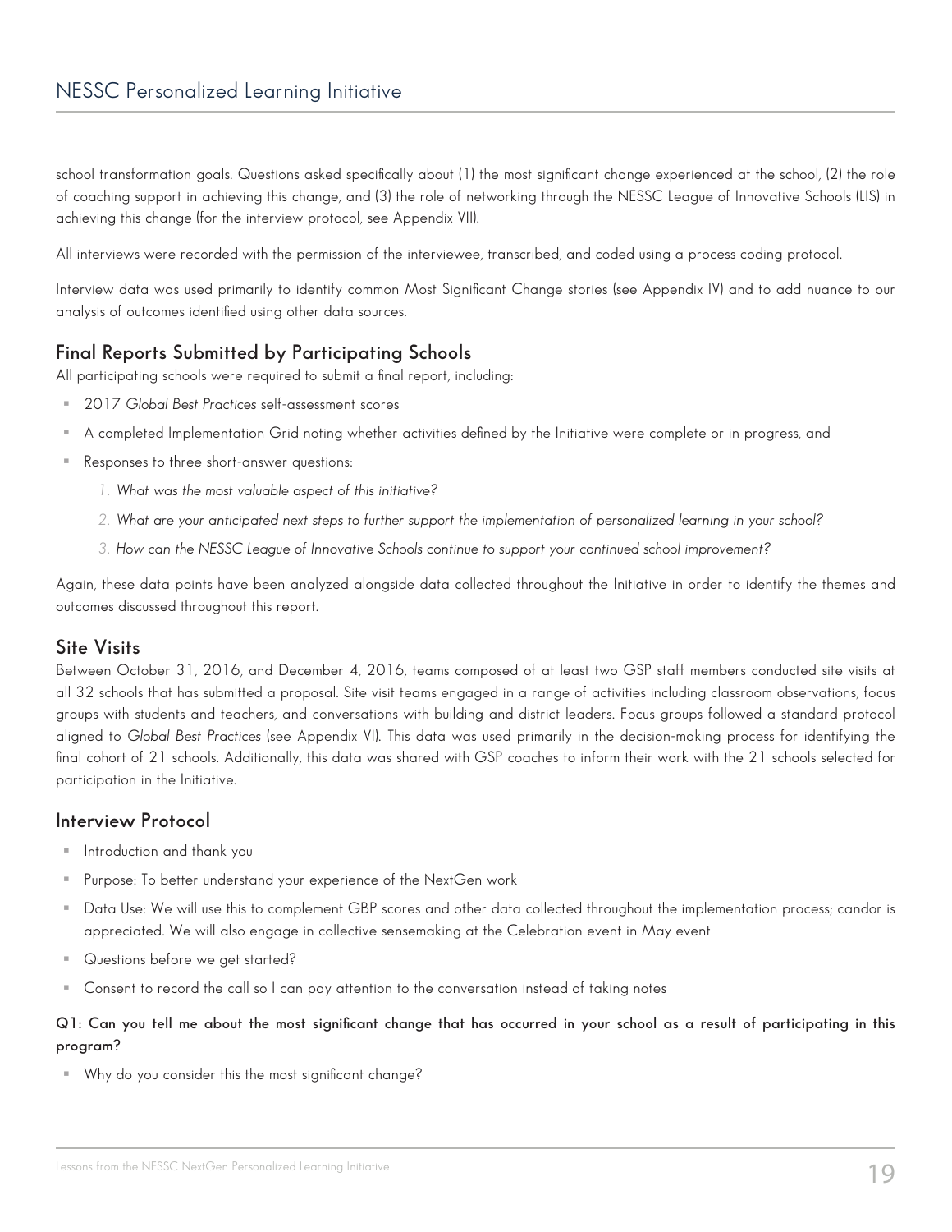school transformation goals. Questions asked specifically about (1) the most significant change experienced at the school, (2) the role of coaching support in achieving this change, and (3) the role of networking through the NESSC League of Innovative Schools (LIS) in achieving this change (for the interview protocol, see Appendix VII).

All interviews were recorded with the permission of the interviewee, transcribed, and coded using a process coding protocol.

Interview data was used primarily to identify common Most Significant Change stories (see Appendix IV) and to add nuance to our analysis of outcomes identified using other data sources.

### Final Reports Submitted by Participating Schools

All participating schools were required to submit a final report, including:

- 2017 *Global Best Practices* self-assessment scores
- A completed Implementation Grid noting whether activities defined by the Initiative were complete or in progress, and
- Responses to three short-answer questions:
    1. *What was the most valuable aspect of this initiative?*
    2. *What are your anticipated next steps to further support the implementation of personalized learning in your school?*
    3. *How can the NESSC League of Innovative Schools continue to support your continued school improvement?*

Again, these data points have been analyzed alongside data collected throughout the Initiative in order to identify the themes and outcomes discussed throughout this report.

### Site Visits

Between October 31, 2016, and December 4, 2016, teams composed of at least two GSP staff members conducted site visits at all 32 schools that has submitted a proposal. Site visit teams engaged in a range of activities including classroom observations, focus groups with students and teachers, and conversations with building and district leaders. Focus groups followed a standard protocol aligned to *Global Best Practices* (see Appendix VI). This data was used primarily in the decision-making process for identifying the final cohort of 21 schools. Additionally, this data was shared with GSP coaches to inform their work with the 21 schools selected for participation in the Initiative.

## Interview Protocol

- Introduction and thank you
- Purpose: To better understand your experience of the NextGen work
- Data Use: We will use this to complement GBP scores and other data collected throughout the implementation process; candor is appreciated. We will also engage in collective sensemaking at the Celebration event in May event
- Questions before we get started?
- Consent to record the call so I can pay attention to the conversation instead of taking notes

**Q1: Can you tell me about the most significant change that has occurred in your school as a result of participating in this program?**

- Why do you consider this the most significant change?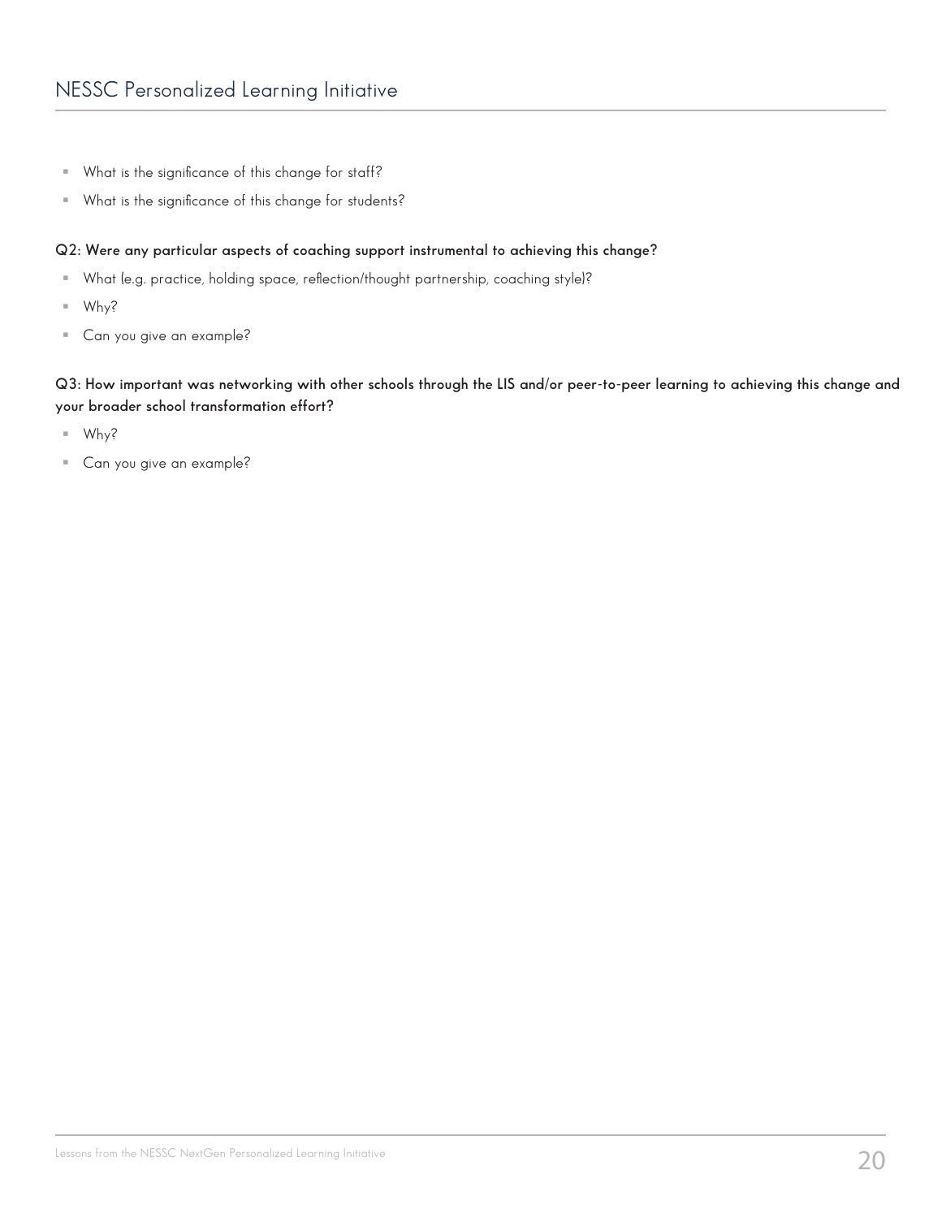- What is the significance of this change for staff?
- What is the significance of this change for students?

**Q2: Were any particular aspects of coaching support instrumental to achieving this change?**

- What (e.g. practice, holding space, reflection/thought partnership, coaching style)?
- Why?
- Can you give an example?

**Q3: How important was networking with other schools through the LIS and/or peer-to-peer learning to achieving this change and your broader school transformation effort?**

- Why?
- Can you give an example?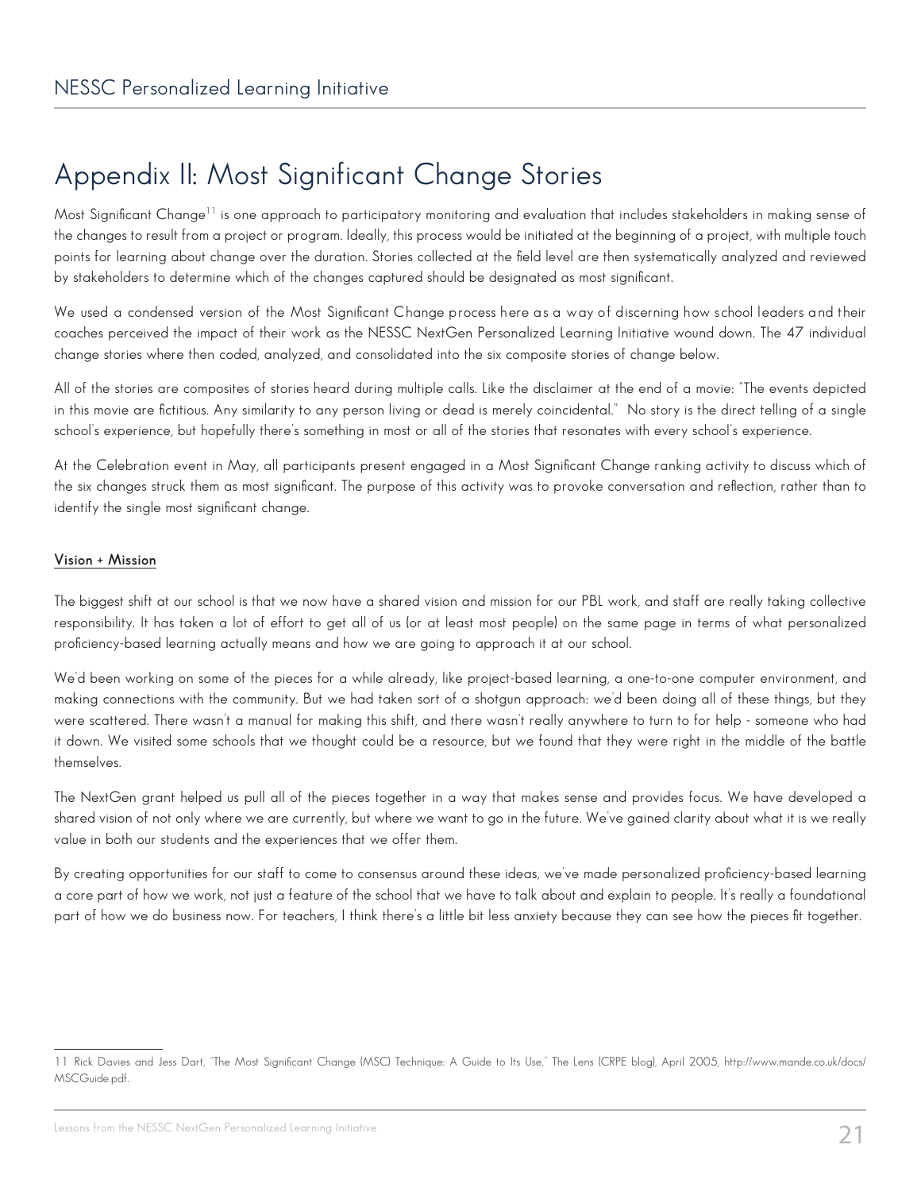# Appendix II: Most Significant Change Stories

Most Significant Change[11] is one approach to participatory monitoring and evaluation that includes stakeholders in making sense of the changes to result from a project or program. Ideally, this process would be initiated at the beginning of a project, with multiple touch points for learning about change over the duration. Stories collected at the field level are then systematically analyzed and reviewed by stakeholders to determine which of the changes captured should be designated as most significant.

We used a condensed version of the Most Significant Change process here as a way of discerning how school leaders and their coaches perceived the impact of their work as the NESSC NextGen Personalized Learning Initiative wound down. The 47 individual change stories where then coded, analyzed, and consolidated into the six composite stories of change below.

All of the stories are composites of stories heard during multiple calls. Like the disclaimer at the end of a movie: "The events depicted in this movie are fictitious. Any similarity to any person living or dead is merely coincidental." No story is the direct telling of a single school's experience, but hopefully there's something in most or all of the stories that resonates with every school's experience.

At the Celebration event in May, all participants present engaged in a Most Significant Change ranking activity to discuss which of the six changes struck them as most significant. The purpose of this activity was to provoke conversation and reflection, rather than to identify the single most significant change.

**Vision + Mission**

The biggest shift at our school is that we now have a shared vision and mission for our PBL work, and staff are really taking collective responsibility. It has taken a lot of effort to get all of us (or at least most people) on the same page in terms of what personalized proficiency-based learning actually means and how we are going to approach it at our school.

We'd been working on some of the pieces for a while already, like project-based learning, a one-to-one computer environment, and making connections with the community. But we had taken sort of a shotgun approach: we'd been doing all of these things, but they were scattered. There wasn't a manual for making this shift, and there wasn't really anywhere to turn to for help - someone who had it down. We visited some schools that we thought could be a resource, but we found that they were right in the middle of the battle themselves.

The NextGen grant helped us pull all of the pieces together in a way that makes sense and provides focus. We have developed a shared vision of not only where we are currently, but where we want to go in the future. We've gained clarity about what it is we really value in both our students and the experiences that we offer them.

By creating opportunities for our staff to come to consensus around these ideas, we've made personalized proficiency-based learning a core part of how we work, not just a feature of the school that we have to talk about and explain to people. It's really a foundational part of how we do business now. For teachers, I think there's a little bit less anxiety because they can see how the pieces fit together.

---

11 Rick Davies and Jess Dart, "The Most Significant Change (MSC) Technique: A Guide to Its Use," The Lens (CRPE blog), April 2005, http://www.mande.co.uk/docs/MSCGuide.pdf.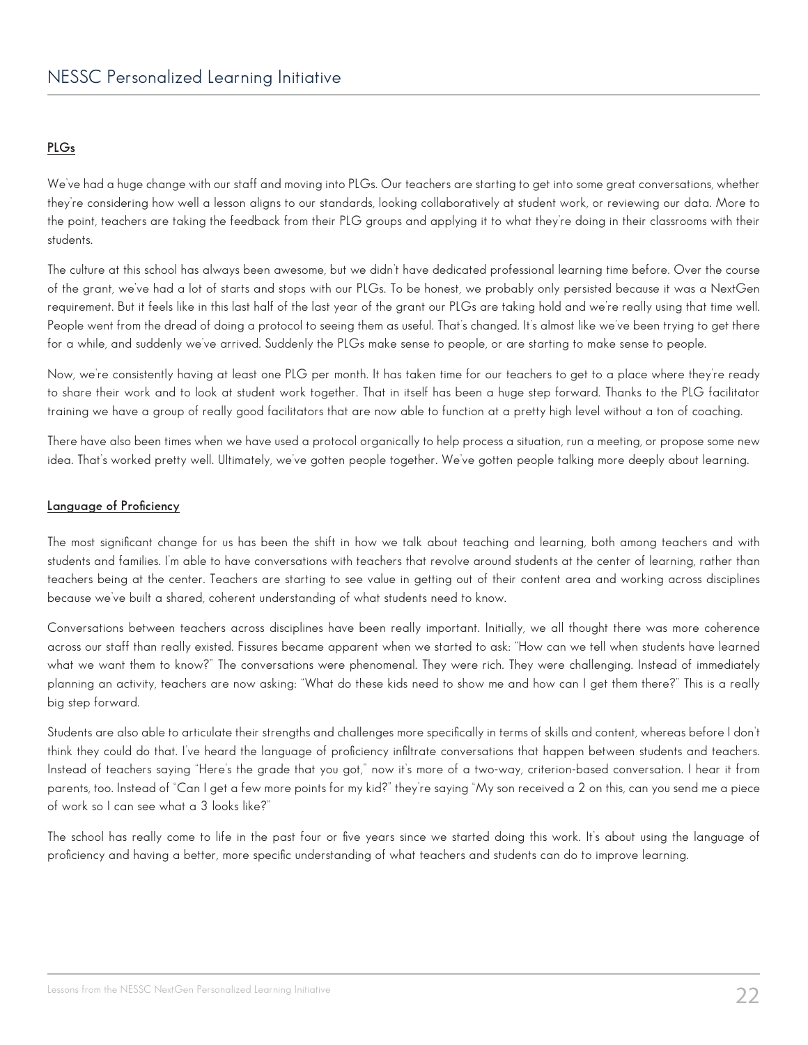**PLGs**

We've had a huge change with our staff and moving into PLGs. Our teachers are starting to get into some great conversations, whether they're considering how well a lesson aligns to our standards, looking collaboratively at student work, or reviewing our data. More to the point, teachers are taking the feedback from their PLG groups and applying it to what they're doing in their classrooms with their students.

The culture at this school has always been awesome, but we didn't have dedicated professional learning time before. Over the course of the grant, we've had a lot of starts and stops with our PLGs. To be honest, we probably only persisted because it was a NextGen requirement. But it feels like in this last half of the last year of the grant our PLGs are taking hold and we're really using that time well. People went from the dread of doing a protocol to seeing them as useful. That's changed. It's almost like we've been trying to get there for a while, and suddenly we've arrived. Suddenly the PLGs make sense to people, or are starting to make sense to people.

Now, we're consistently having at least one PLG per month. It has taken time for our teachers to get to a place where they're ready to share their work and to look at student work together. That in itself has been a huge step forward. Thanks to the PLG facilitator training we have a group of really good facilitators that are now able to function at a pretty high level without a ton of coaching.

There have also been times when we have used a protocol organically to help process a situation, run a meeting, or propose some new idea. That's worked pretty well. Ultimately, we've gotten people together. We've gotten people talking more deeply about learning.

**Language of Proficiency**

The most significant change for us has been the shift in how we talk about teaching and learning, both among teachers and with students and families. I'm able to have conversations with teachers that revolve around students at the center of learning, rather than teachers being at the center. Teachers are starting to see value in getting out of their content area and working across disciplines because we've built a shared, coherent understanding of what students need to know.

Conversations between teachers across disciplines have been really important. Initially, we all thought there was more coherence across our staff than really existed. Fissures became apparent when we started to ask: "How can we tell when students have learned what we want them to know?" The conversations were phenomenal. They were rich. They were challenging. Instead of immediately planning an activity, teachers are now asking: "What do these kids need to show me and how can I get them there?" This is a really big step forward.

Students are also able to articulate their strengths and challenges more specifically in terms of skills and content, whereas before I don't think they could do that. I've heard the language of proficiency infiltrate conversations that happen between students and teachers. Instead of teachers saying "Here's the grade that you got," now it's more of a two-way, criterion-based conversation. I hear it from parents, too. Instead of "Can I get a few more points for my kid?" they're saying "My son received a 2 on this, can you send me a piece of work so I can see what a 3 looks like?"

The school has really come to life in the past four or five years since we started doing this work. It's about using the language of proficiency and having a better, more specific understanding of what teachers and students can do to improve learning.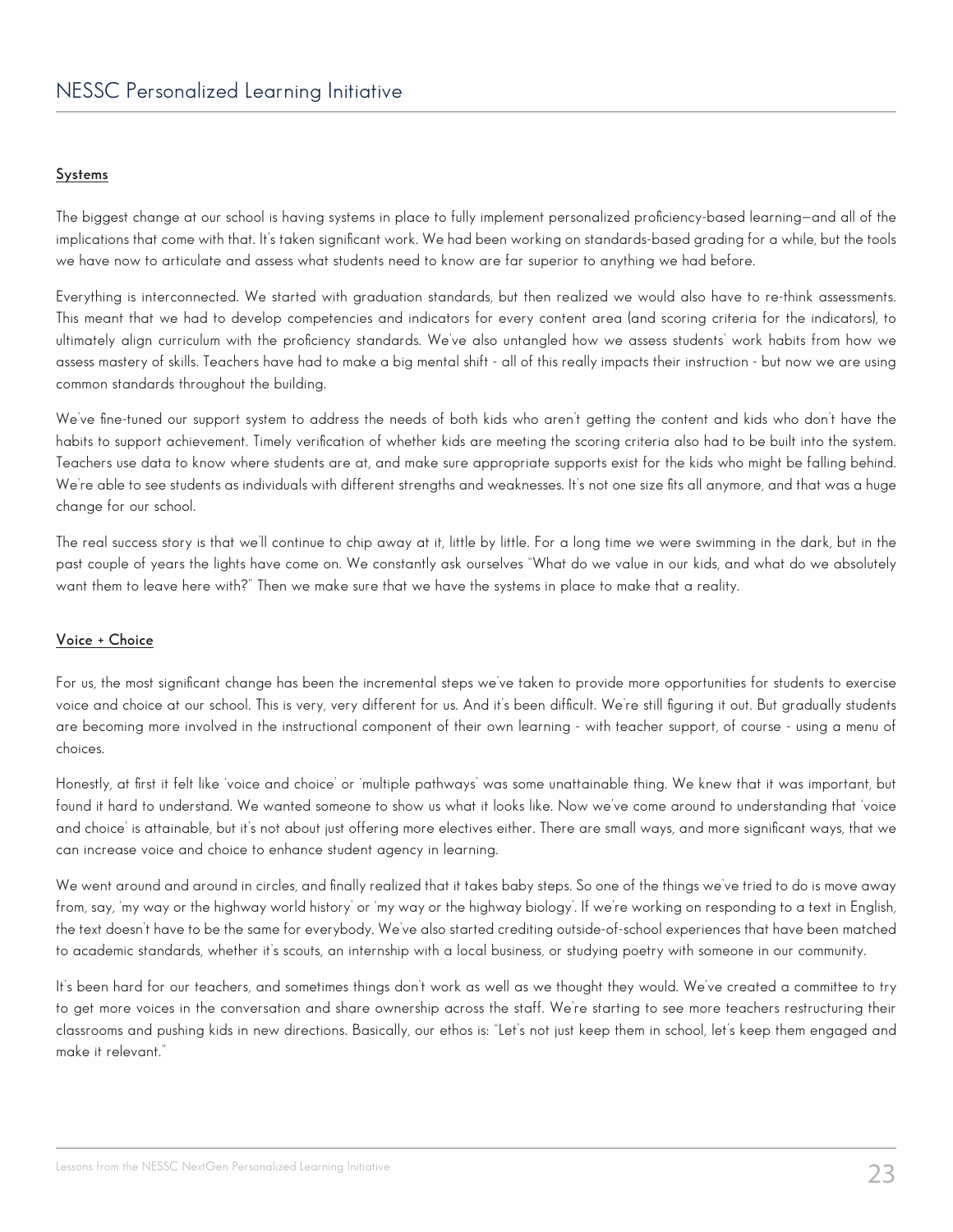**Systems**

The biggest change at our school is having systems in place to fully implement personalized proficiency-based learning—and all of the implications that come with that. It's taken significant work. We had been working on standards-based grading for a while, but the tools we have now to articulate and assess what students need to know are far superior to anything we had before.

Everything is interconnected. We started with graduation standards, but then realized we would also have to re-think assessments. This meant that we had to develop competencies and indicators for every content area (and scoring criteria for the indicators), to ultimately align curriculum with the proficiency standards. We've also untangled how we assess students' work habits from how we assess mastery of skills. Teachers have had to make a big mental shift - all of this really impacts their instruction - but now we are using common standards throughout the building.

We've fine-tuned our support system to address the needs of both kids who aren't getting the content and kids who don't have the habits to support achievement. Timely verification of whether kids are meeting the scoring criteria also had to be built into the system. Teachers use data to know where students are at, and make sure appropriate supports exist for the kids who might be falling behind. We're able to see students as individuals with different strengths and weaknesses. It's not one size fits all anymore, and that was a huge change for our school.

The real success story is that we'll continue to chip away at it, little by little. For a long time we were swimming in the dark, but in the past couple of years the lights have come on. We constantly ask ourselves "What do we value in our kids, and what do we absolutely want them to leave here with?" Then we make sure that we have the systems in place to make that a reality.

**Voice + Choice**

For us, the most significant change has been the incremental steps we've taken to provide more opportunities for students to exercise voice and choice at our school. This is very, very different for us. And it's been difficult. We're still figuring it out. But gradually students are becoming more involved in the instructional component of their own learning - with teacher support, of course - using a menu of choices.

Honestly, at first it felt like 'voice and choice' or 'multiple pathways' was some unattainable thing. We knew that it was important, but found it hard to understand. We wanted someone to show us what it looks like. Now we've come around to understanding that 'voice and choice' is attainable, but it's not about just offering more electives either. There are small ways, and more significant ways, that we can increase voice and choice to enhance student agency in learning.

We went around and around in circles, and finally realized that it takes baby steps. So one of the things we've tried to do is move away from, say, 'my way or the highway world history' or 'my way or the highway biology'. If we're working on responding to a text in English, the text doesn't have to be the same for everybody. We've also started crediting outside-of-school experiences that have been matched to academic standards, whether it's scouts, an internship with a local business, or studying poetry with someone in our community.

It's been hard for our teachers, and sometimes things don't work as well as we thought they would. We've created a committee to try to get more voices in the conversation and share ownership across the staff. We're starting to see more teachers restructuring their classrooms and pushing kids in new directions. Basically, our ethos is: "Let's not just keep them in school, let's keep them engaged and make it relevant."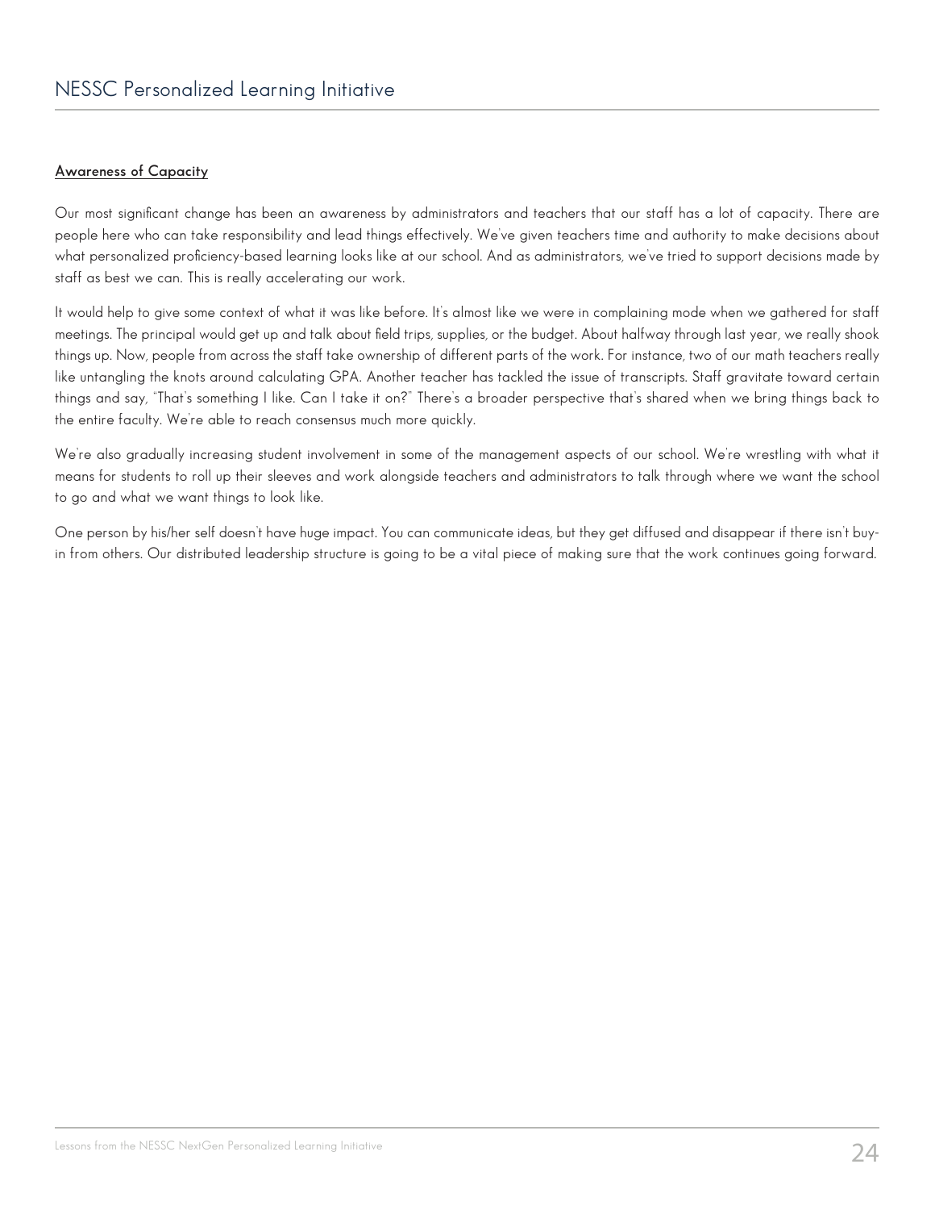**Awareness of Capacity**

Our most significant change has been an awareness by administrators and teachers that our staff has a lot of capacity. There are people here who can take responsibility and lead things effectively. We've given teachers time and authority to make decisions about what personalized proficiency-based learning looks like at our school. And as administrators, we've tried to support decisions made by staff as best we can. This is really accelerating our work.

It would help to give some context of what it was like before. It's almost like we were in complaining mode when we gathered for staff meetings. The principal would get up and talk about field trips, supplies, or the budget. About halfway through last year, we really shook things up. Now, people from across the staff take ownership of different parts of the work. For instance, two of our math teachers really like untangling the knots around calculating GPA. Another teacher has tackled the issue of transcripts. Staff gravitate toward certain things and say, "That's something I like. Can I take it on?" There's a broader perspective that's shared when we bring things back to the entire faculty. We're able to reach consensus much more quickly.

We're also gradually increasing student involvement in some of the management aspects of our school. We're wrestling with what it means for students to roll up their sleeves and work alongside teachers and administrators to talk through where we want the school to go and what we want things to look like.

One person by his/her self doesn't have huge impact. You can communicate ideas, but they get diffused and disappear if there isn't buy-in from others. Our distributed leadership structure is going to be a vital piece of making sure that the work continues going forward.